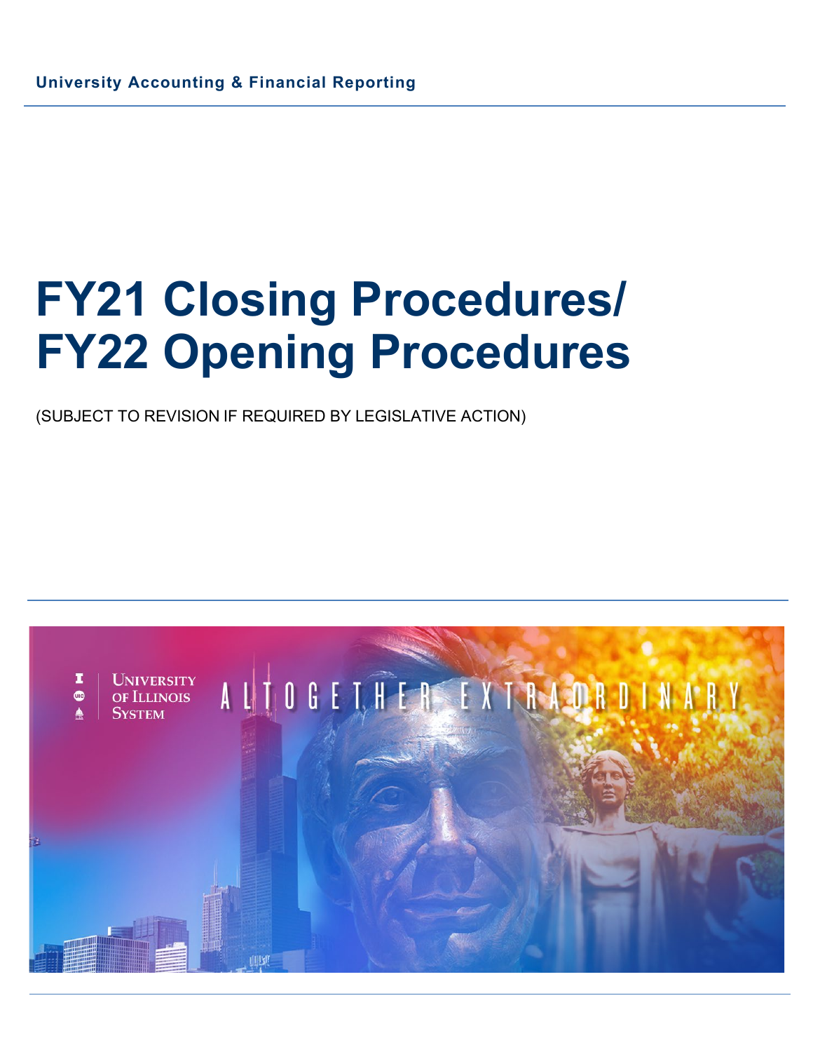University Accounting & Financial Reporting

# FY21 Closing Procedures/ FY22 Opening Procedures

(SUBJECT TO REVISION IF REQUIRED BY LEGISLATIVE ACTION)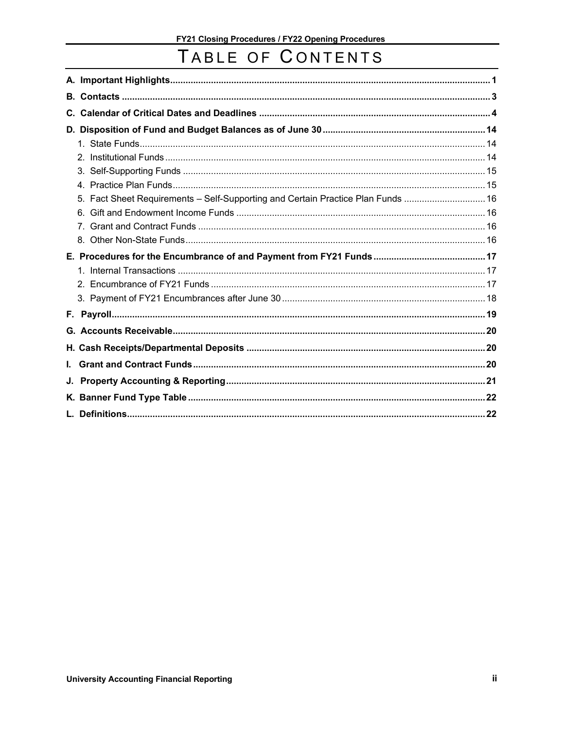# TABLE OF CONTENTS

**A. Important Highlights** ... 1

**B. Contacts** ... 3

**C. Calendar of Critical Dates and Deadlines** ... 4

**D. Disposition of Fund and Budget Balances as of June 30** ... 14

1. State Funds ... 14
2. Institutional Funds ... 14
3. Self-Supporting Funds ... 15
4. Practice Plan Funds ... 15
5. Fact Sheet Requirements – Self-Supporting and Certain Practice Plan Funds ... 16
6. Gift and Endowment Income Funds ... 16
7. Grant and Contract Funds ... 16
8. Other Non-State Funds ... 16

**E. Procedures for the Encumbrance of and Payment from FY21 Funds** ... 17

1. Internal Transactions ... 17
2. Encumbrance of FY21 Funds ... 17
3. Payment of FY21 Encumbrances after June 30 ... 18

**F. Payroll** ... 19

**G. Accounts Receivable** ... 20

**H. Cash Receipts/Departmental Deposits** ... 20

**I. Grant and Contract Funds** ... 20

**J. Property Accounting & Reporting** ... 21

**K. Banner Fund Type Table** ... 22

**L. Definitions** ... 22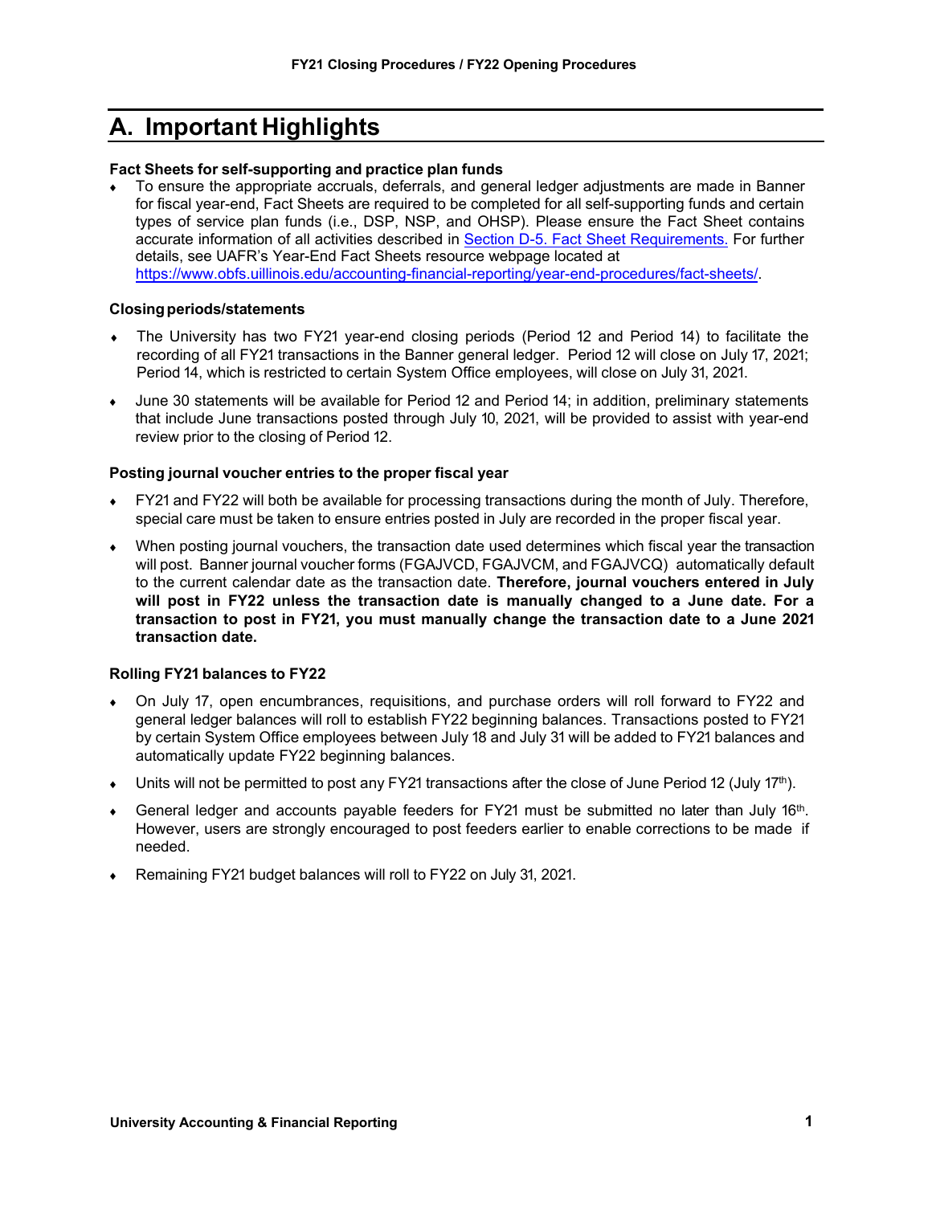## A. Important Highlights

**Fact Sheets for self-supporting and practice plan funds**

- To ensure the appropriate accruals, deferrals, and general ledger adjustments are made in Banner for fiscal year-end, Fact Sheets are required to be completed for all self-supporting funds and certain types of service plan funds (i.e., DSP, NSP, and OHSP). Please ensure the Fact Sheet contains accurate information of all activities described in [Section D-5. Fact Sheet Requirements.](#) For further details, see UAFR's Year-End Fact Sheets resource webpage located at [https://www.obfs.uillinois.edu/accounting-financial-reporting/year-end-procedures/fact-sheets/](https://www.obfs.uillinois.edu/accounting-financial-reporting/year-end-procedures/fact-sheets/).

**Closing periods/statements**

- The University has two FY21 year-end closing periods (Period 12 and Period 14) to facilitate the recording of all FY21 transactions in the Banner general ledger. Period 12 will close on July 17, 2021; Period 14, which is restricted to certain System Office employees, will close on July 31, 2021.
- June 30 statements will be available for Period 12 and Period 14; in addition, preliminary statements that include June transactions posted through July 10, 2021, will be provided to assist with year-end review prior to the closing of Period 12.

**Posting journal voucher entries to the proper fiscal year**

- FY21 and FY22 will both be available for processing transactions during the month of July. Therefore, special care must be taken to ensure entries posted in July are recorded in the proper fiscal year.
- When posting journal vouchers, the transaction date used determines which fiscal year the transaction will post. Banner journal voucher forms (FGAJVCD, FGAJVCM, and FGAJVCQ) automatically default to the current calendar date as the transaction date. **Therefore, journal vouchers entered in July will post in FY22 unless the transaction date is manually changed to a June date. For a transaction to post in FY21, you must manually change the transaction date to a June 2021 transaction date.**

**Rolling FY21 balances to FY22**

- On July 17, open encumbrances, requisitions, and purchase orders will roll forward to FY22 and general ledger balances will roll to establish FY22 beginning balances. Transactions posted to FY21 by certain System Office employees between July 18 and July 31 will be added to FY21 balances and automatically update FY22 beginning balances.
- Units will not be permitted to post any FY21 transactions after the close of June Period 12 (July 17th).
- General ledger and accounts payable feeders for FY21 must be submitted no later than July 16th. However, users are strongly encouraged to post feeders earlier to enable corrections to be made if needed.
- Remaining FY21 budget balances will roll to FY22 on July 31, 2021.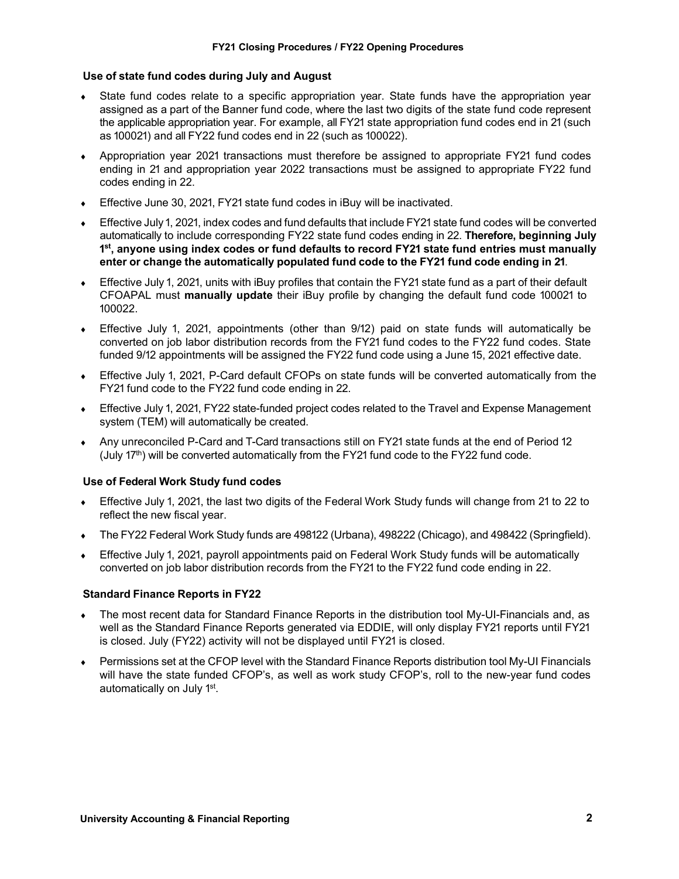### Use of state fund codes during July and August

- State fund codes relate to a specific appropriation year. State funds have the appropriation year assigned as a part of the Banner fund code, where the last two digits of the state fund code represent the applicable appropriation year. For example, all FY21 state appropriation fund codes end in 21 (such as 100021) and all FY22 fund codes end in 22 (such as 100022).
- Appropriation year 2021 transactions must therefore be assigned to appropriate FY21 fund codes ending in 21 and appropriation year 2022 transactions must be assigned to appropriate FY22 fund codes ending in 22.
- Effective June 30, 2021, FY21 state fund codes in iBuy will be inactivated.
- Effective July 1, 2021, index codes and fund defaults that include FY21 state fund codes will be converted automatically to include corresponding FY22 state fund codes ending in 22. **Therefore, beginning July 1st, anyone using index codes or fund defaults to record FY21 state fund entries must manually enter or change the automatically populated fund code to the FY21 fund code ending in 21**.
- Effective July 1, 2021, units with iBuy profiles that contain the FY21 state fund as a part of their default CFOAPAL must **manually update** their iBuy profile by changing the default fund code 100021 to 100022.
- Effective July 1, 2021, appointments (other than 9/12) paid on state funds will automatically be converted on job labor distribution records from the FY21 fund codes to the FY22 fund codes. State funded 9/12 appointments will be assigned the FY22 fund code using a June 15, 2021 effective date.
- Effective July 1, 2021, P-Card default CFOPs on state funds will be converted automatically from the FY21 fund code to the FY22 fund code ending in 22.
- Effective July 1, 2021, FY22 state-funded project codes related to the Travel and Expense Management system (TEM) will automatically be created.
- Any unreconciled P-Card and T-Card transactions still on FY21 state funds at the end of Period 12 (July 17th) will be converted automatically from the FY21 fund code to the FY22 fund code.

### Use of Federal Work Study fund codes

- Effective July 1, 2021, the last two digits of the Federal Work Study funds will change from 21 to 22 to reflect the new fiscal year.
- The FY22 Federal Work Study funds are 498122 (Urbana), 498222 (Chicago), and 498422 (Springfield).
- Effective July 1, 2021, payroll appointments paid on Federal Work Study funds will be automatically converted on job labor distribution records from the FY21 to the FY22 fund code ending in 22.

### Standard Finance Reports in FY22

- The most recent data for Standard Finance Reports in the distribution tool My-UI-Financials and, as well as the Standard Finance Reports generated via EDDIE, will only display FY21 reports until FY21 is closed. July (FY22) activity will not be displayed until FY21 is closed.
- Permissions set at the CFOP level with the Standard Finance Reports distribution tool My-UI Financials will have the state funded CFOP's, as well as work study CFOP's, roll to the new-year fund codes automatically on July 1st.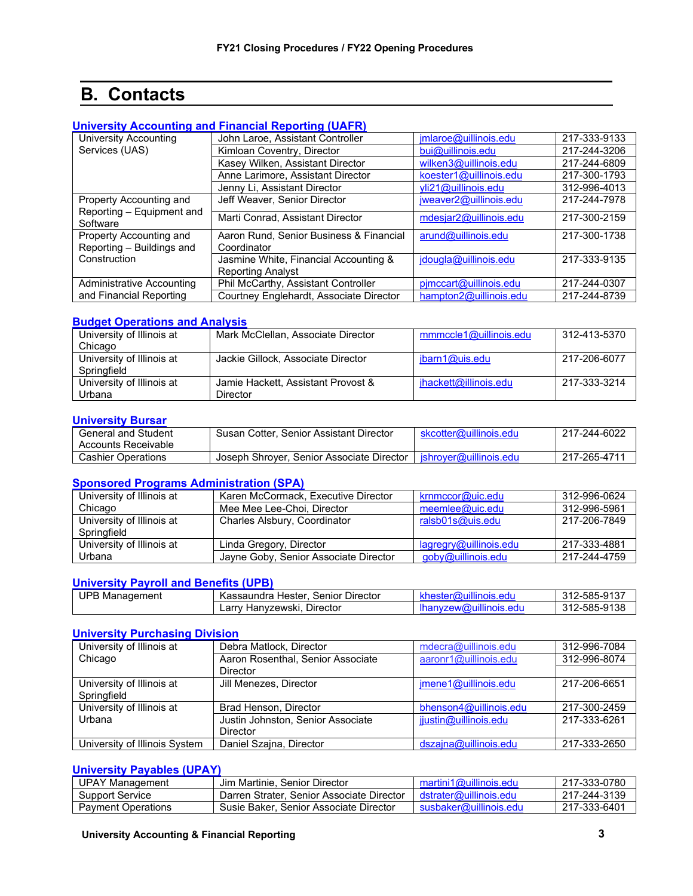# B. Contacts

### University Accounting and Financial Reporting (UAFR)

| | | | |
|---|---|---|---|
| University Accounting Services (UAS) | John Laroe, Assistant Controller | jmlaroe@uillinois.edu | 217-333-9133 |
| | Kimloan Coventry, Director | bui@uillinois.edu | 217-244-3206 |
| | Kasey Wilken, Assistant Director | wilken3@uillinois.edu | 217-244-6809 |
| | Anne Larimore, Assistant Director | koester1@uillinois.edu | 217-300-1793 |
| | Jenny Li, Assistant Director | yli21@uillinois.edu | 312-996-4013 |
| Property Accounting and Reporting – Equipment and Software | Jeff Weaver, Senior Director | jweaver2@uillinois.edu | 217-244-7978 |
| | Marti Conrad, Assistant Director | mdesjar2@uillinois.edu | 217-300-2159 |
| Property Accounting and Reporting – Buildings and Construction | Aaron Rund, Senior Business & Financial Coordinator | arund@uillinois.edu | 217-300-1738 |
| | Jasmine White, Financial Accounting & Reporting Analyst | jdougla@uillinois.edu | 217-333-9135 |
| Administrative Accounting and Financial Reporting | Phil McCarthy, Assistant Controller | pjmccart@uillinois.edu | 217-244-0307 |
| | Courtney Englehardt, Associate Director | hampton2@uillinois.edu | 217-244-8739 |

### Budget Operations and Analysis

| | | | |
|---|---|---|---|
| University of Illinois at Chicago | Mark McClellan, Associate Director | mmmccle1@uillinois.edu | 312-413-5370 |
| University of Illinois at Springfield | Jackie Gillock, Associate Director | jbarn1@uis.edu | 217-206-6077 |
| University of Illinois at Urbana | Jamie Hackett, Assistant Provost & Director | jhackett@illinois.edu | 217-333-3214 |

### University Bursar

| | | | |
|---|---|---|---|
| General and Student Accounts Receivable | Susan Cotter, Senior Assistant Director | skcotter@uillinois.edu | 217-244-6022 |
| Cashier Operations | Joseph Shroyer, Senior Associate Director | jshroyer@uillinois.edu | 217-265-4711 |

### Sponsored Programs Administration (SPA)

| | | | |
|---|---|---|---|
| University of Illinois at Chicago | Karen McCormack, Executive Director | krnmccor@uic.edu | 312-996-0624 |
| | Mee Mee Lee-Choi, Director | meemlee@uic.edu | 312-996-5961 |
| University of Illinois at Springfield | Charles Alsbury, Coordinator | ralsb01s@uis.edu | 217-206-7849 |
| University of Illinois at Urbana | Linda Gregory, Director | lagregry@uillinois.edu | 217-333-4881 |
| | Jayne Goby, Senior Associate Director | goby@uillinois.edu | 217-244-4759 |

### University Payroll and Benefits (UPB)

| | | | |
|---|---|---|---|
| UPB Management | Kassaundra Hester, Senior Director | khester@uillinois.edu | 312-585-9137 |
| | Larry Hanyzewski, Director | lhanyzew@uillinois.edu | 312-585-9138 |

### University Purchasing Division

| | | | |
|---|---|---|---|
| University of Illinois at Chicago | Debra Matlock, Director | mdecra@uillinois.edu | 312-996-7084 |
| | Aaron Rosenthal, Senior Associate Director | aaronr1@uillinois.edu | 312-996-8074 |
| University of Illinois at Springfield | Jill Menezes, Director | jmene1@uillinois.edu | 217-206-6651 |
| University of Illinois at Urbana | Brad Henson, Director | bhenson4@uillinois.edu | 217-300-2459 |
| | Justin Johnston, Senior Associate Director | jjustin@uillinois.edu | 217-333-6261 |
| University of Illinois System | Daniel Szajna, Director | dszajna@uillinois.edu | 217-333-2650 |

### University Payables (UPAY)

| | | | |
|---|---|---|---|
| UPAY Management | Jim Martinie, Senior Director | martini1@uillinois.edu | 217-333-0780 |
| Support Service | Darren Strater, Senior Associate Director | dstrater@uillinois.edu | 217-244-3139 |
| Payment Operations | Susie Baker, Senior Associate Director | susbaker@uillinois.edu | 217-333-6401 |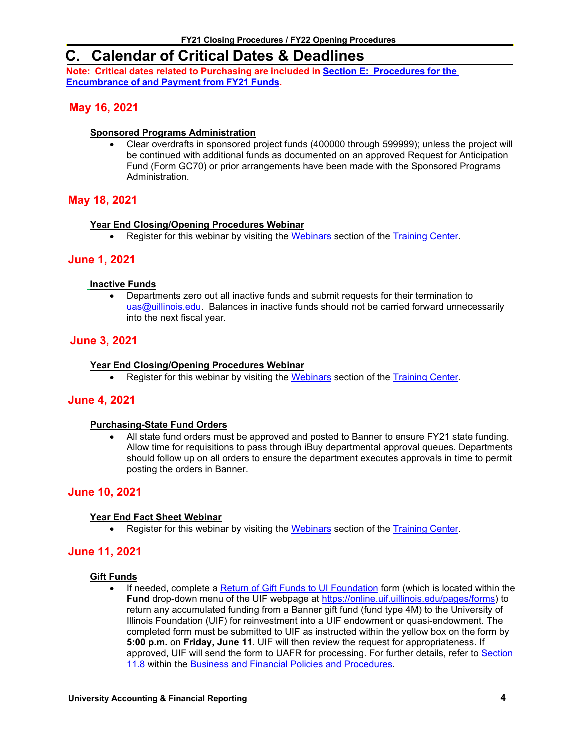# C. Calendar of Critical Dates & Deadlines

**Note: Critical dates related to Purchasing are included in [Section E: Procedures for the Encumbrance of and Payment from FY21 Funds](#).**

## May 16, 2021

**Sponsored Programs Administration**

- Clear overdrafts in sponsored project funds (400000 through 599999); unless the project will be continued with additional funds as documented on an approved Request for Anticipation Fund (Form GC70) or prior arrangements have been made with the Sponsored Programs Administration.

## May 18, 2021

**Year End Closing/Opening Procedures Webinar**

- Register for this webinar by visiting the Webinars section of the Training Center.

## June 1, 2021

**Inactive Funds**

- Departments zero out all inactive funds and submit requests for their termination to uas@uillinois.edu. Balances in inactive funds should not be carried forward unnecessarily into the next fiscal year.

## June 3, 2021

**Year End Closing/Opening Procedures Webinar**

- Register for this webinar by visiting the Webinars section of the Training Center.

## June 4, 2021

**Purchasing-State Fund Orders**

- All state fund orders must be approved and posted to Banner to ensure FY21 state funding. Allow time for requisitions to pass through iBuy departmental approval queues. Departments should follow up on all orders to ensure the department executes approvals in time to permit posting the orders in Banner.

## June 10, 2021

**Year End Fact Sheet Webinar**

- Register for this webinar by visiting the Webinars section of the Training Center.

## June 11, 2021

**Gift Funds**

- If needed, complete a Return of Gift Funds to UI Foundation form (which is located within the **Fund** drop-down menu of the UIF webpage at https://online.uif.uillinois.edu/pages/forms) to return any accumulated funding from a Banner gift fund (fund type 4M) to the University of Illinois Foundation (UIF) for reinvestment into a UIF endowment or quasi-endowment. The completed form must be submitted to UIF as instructed within the yellow box on the form by **5:00 p.m.** on **Friday, June 11**. UIF will then review the request for appropriateness. If approved, UIF will send the form to UAFR for processing. For further details, refer to Section 11.8 within the Business and Financial Policies and Procedures.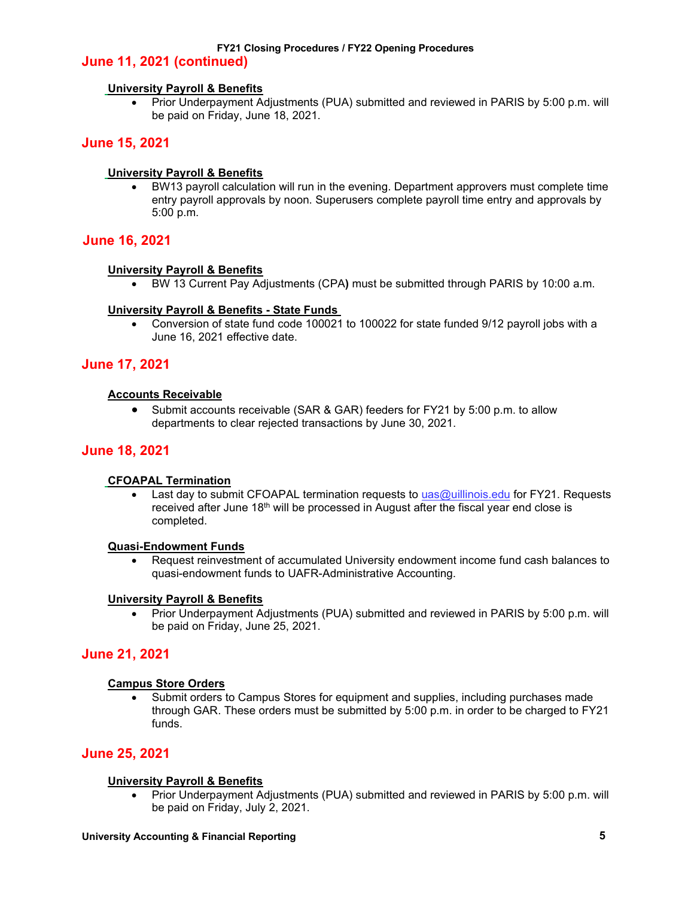## June 11, 2021 (continued)

**University Payroll & Benefits**

- Prior Underpayment Adjustments (PUA) submitted and reviewed in PARIS by 5:00 p.m. will be paid on Friday, June 18, 2021.

## June 15, 2021

**University Payroll & Benefits**

- BW13 payroll calculation will run in the evening. Department approvers must complete time entry payroll approvals by noon. Superusers complete payroll time entry and approvals by 5:00 p.m.

## June 16, 2021

**University Payroll & Benefits**

- BW 13 Current Pay Adjustments (CPA**)** must be submitted through PARIS by 10:00 a.m.

**University Payroll & Benefits - State Funds**

- Conversion of state fund code 100021 to 100022 for state funded 9/12 payroll jobs with a June 16, 2021 effective date.

## June 17, 2021

**Accounts Receivable**

- Submit accounts receivable (SAR & GAR) feeders for FY21 by 5:00 p.m. to allow departments to clear rejected transactions by June 30, 2021.

## June 18, 2021

**CFOAPAL Termination**

- Last day to submit CFOAPAL termination requests to uas@uillinois.edu for FY21. Requests received after June 18th will be processed in August after the fiscal year end close is completed.

**Quasi-Endowment Funds**

- Request reinvestment of accumulated University endowment income fund cash balances to quasi-endowment funds to UAFR-Administrative Accounting.

**University Payroll & Benefits**

- Prior Underpayment Adjustments (PUA) submitted and reviewed in PARIS by 5:00 p.m. will be paid on Friday, June 25, 2021.

## June 21, 2021

**Campus Store Orders**

- Submit orders to Campus Stores for equipment and supplies, including purchases made through GAR. These orders must be submitted by 5:00 p.m. in order to be charged to FY21 funds.

## June 25, 2021

**University Payroll & Benefits**

- Prior Underpayment Adjustments (PUA) submitted and reviewed in PARIS by 5:00 p.m. will be paid on Friday, July 2, 2021.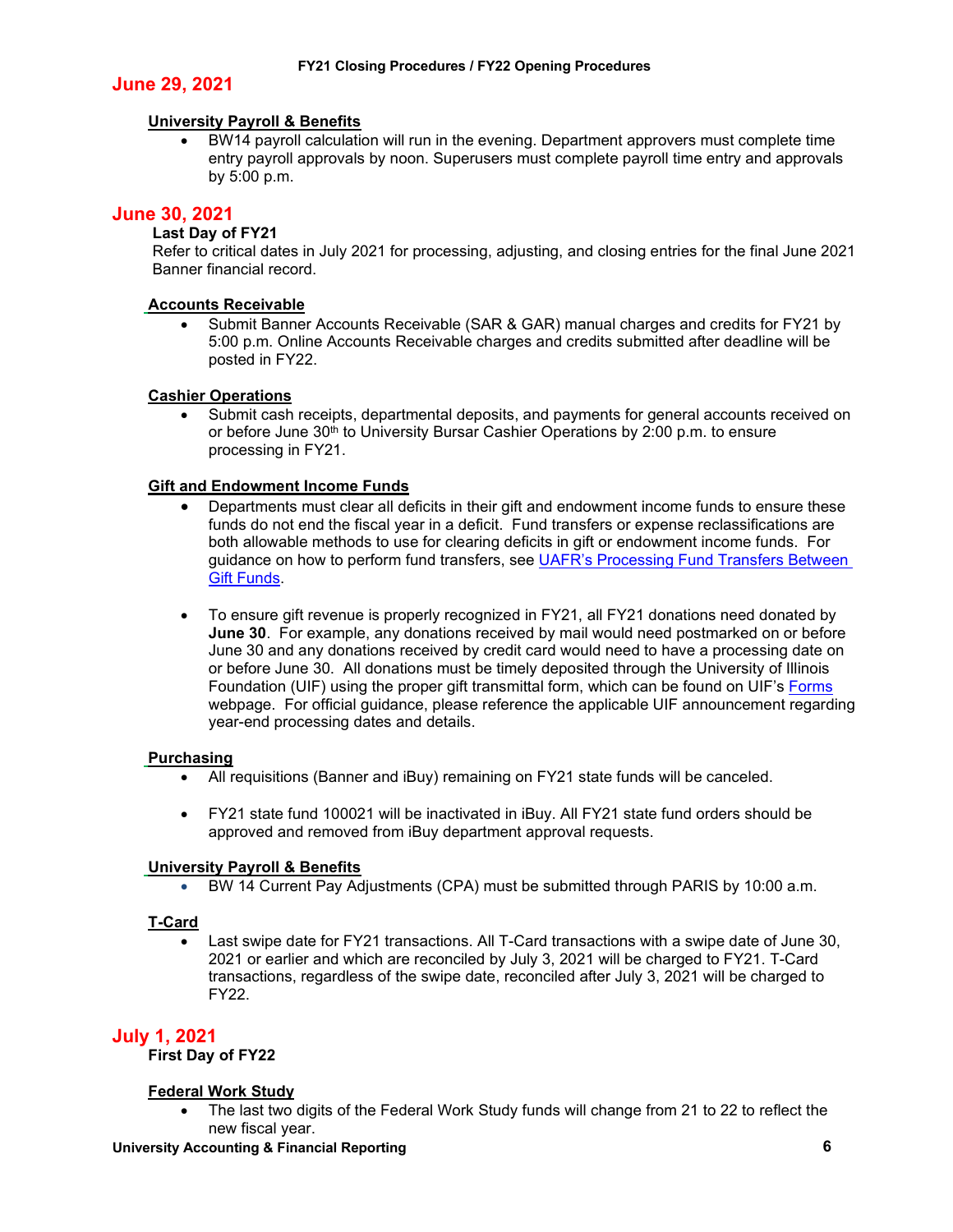## June 29, 2021

### University Payroll & Benefits

- BW14 payroll calculation will run in the evening. Department approvers must complete time entry payroll approvals by noon. Superusers must complete payroll time entry and approvals by 5:00 p.m.

## June 30, 2021

**Last Day of FY21**

Refer to critical dates in July 2021 for processing, adjusting, and closing entries for the final June 2021 Banner financial record.

### Accounts Receivable

- Submit Banner Accounts Receivable (SAR & GAR) manual charges and credits for FY21 by 5:00 p.m. Online Accounts Receivable charges and credits submitted after deadline will be posted in FY22.

### Cashier Operations

- Submit cash receipts, departmental deposits, and payments for general accounts received on or before June 30th to University Bursar Cashier Operations by 2:00 p.m. to ensure processing in FY21.

### Gift and Endowment Income Funds

- Departments must clear all deficits in their gift and endowment income funds to ensure these funds do not end the fiscal year in a deficit. Fund transfers or expense reclassifications are both allowable methods to use for clearing deficits in gift or endowment income funds. For guidance on how to perform fund transfers, see [UAFR's Processing Fund Transfers Between Gift Funds](#).

- To ensure gift revenue is properly recognized in FY21, all FY21 donations need donated by **June 30**. For example, any donations received by mail would need postmarked on or before June 30 and any donations received by credit card would need to have a processing date on or before June 30. All donations must be timely deposited through the University of Illinois Foundation (UIF) using the proper gift transmittal form, which can be found on UIF's [Forms](#) webpage. For official guidance, please reference the applicable UIF announcement regarding year-end processing dates and details.

### Purchasing

- All requisitions (Banner and iBuy) remaining on FY21 state funds will be canceled.

- FY21 state fund 100021 will be inactivated in iBuy. All FY21 state fund orders should be approved and removed from iBuy department approval requests.

### University Payroll & Benefits

- BW 14 Current Pay Adjustments (CPA) must be submitted through PARIS by 10:00 a.m.

### T-Card

- Last swipe date for FY21 transactions. All T-Card transactions with a swipe date of June 30, 2021 or earlier and which are reconciled by July 3, 2021 will be charged to FY21. T-Card transactions, regardless of the swipe date, reconciled after July 3, 2021 will be charged to FY22.

## July 1, 2021

**First Day of FY22**

### Federal Work Study

- The last two digits of the Federal Work Study funds will change from 21 to 22 to reflect the new fiscal year.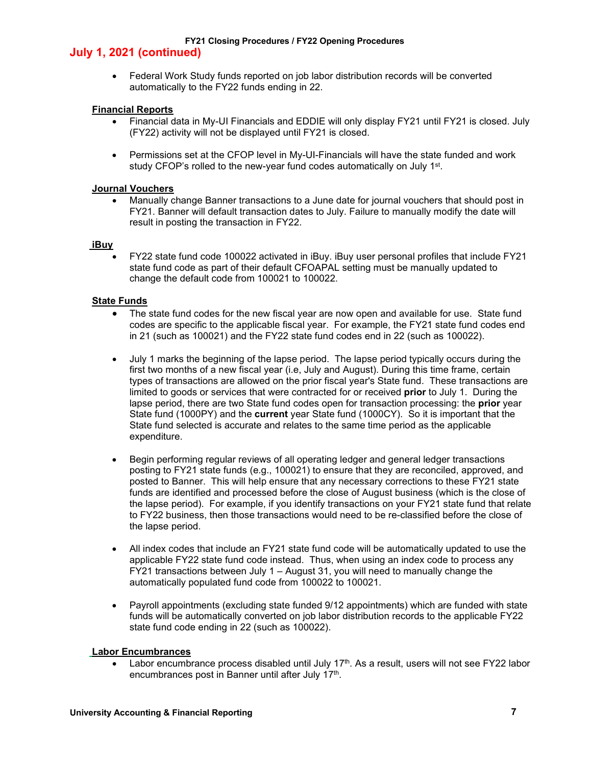## July 1, 2021 (continued)

- Federal Work Study funds reported on job labor distribution records will be converted automatically to the FY22 funds ending in 22.

**Financial Reports**

- Financial data in My-UI Financials and EDDIE will only display FY21 until FY21 is closed. July (FY22) activity will not be displayed until FY21 is closed.
- Permissions set at the CFOP level in My-UI-Financials will have the state funded and work study CFOP's rolled to the new-year fund codes automatically on July 1st.

**Journal Vouchers**

- Manually change Banner transactions to a June date for journal vouchers that should post in FY21. Banner will default transaction dates to July. Failure to manually modify the date will result in posting the transaction in FY22.

**iBuy**

- FY22 state fund code 100022 activated in iBuy. iBuy user personal profiles that include FY21 state fund code as part of their default CFOAPAL setting must be manually updated to change the default code from 100021 to 100022.

**State Funds**

- The state fund codes for the new fiscal year are now open and available for use. State fund codes are specific to the applicable fiscal year. For example, the FY21 state fund codes end in 21 (such as 100021) and the FY22 state fund codes end in 22 (such as 100022).
- July 1 marks the beginning of the lapse period. The lapse period typically occurs during the first two months of a new fiscal year (i.e, July and August). During this time frame, certain types of transactions are allowed on the prior fiscal year's State fund. These transactions are limited to goods or services that were contracted for or received **prior** to July 1. During the lapse period, there are two State fund codes open for transaction processing: the **prior** year State fund (1000PY) and the **current** year State fund (1000CY). So it is important that the State fund selected is accurate and relates to the same time period as the applicable expenditure.
- Begin performing regular reviews of all operating ledger and general ledger transactions posting to FY21 state funds (e.g., 100021) to ensure that they are reconciled, approved, and posted to Banner. This will help ensure that any necessary corrections to these FY21 state funds are identified and processed before the close of August business (which is the close of the lapse period). For example, if you identify transactions on your FY21 state fund that relate to FY22 business, then those transactions would need to be re-classified before the close of the lapse period.
- All index codes that include an FY21 state fund code will be automatically updated to use the applicable FY22 state fund code instead. Thus, when using an index code to process any FY21 transactions between July 1 – August 31, you will need to manually change the automatically populated fund code from 100022 to 100021.
- Payroll appointments (excluding state funded 9/12 appointments) which are funded with state funds will be automatically converted on job labor distribution records to the applicable FY22 state fund code ending in 22 (such as 100022).

**Labor Encumbrances**

- Labor encumbrance process disabled until July 17th. As a result, users will not see FY22 labor encumbrances post in Banner until after July 17th.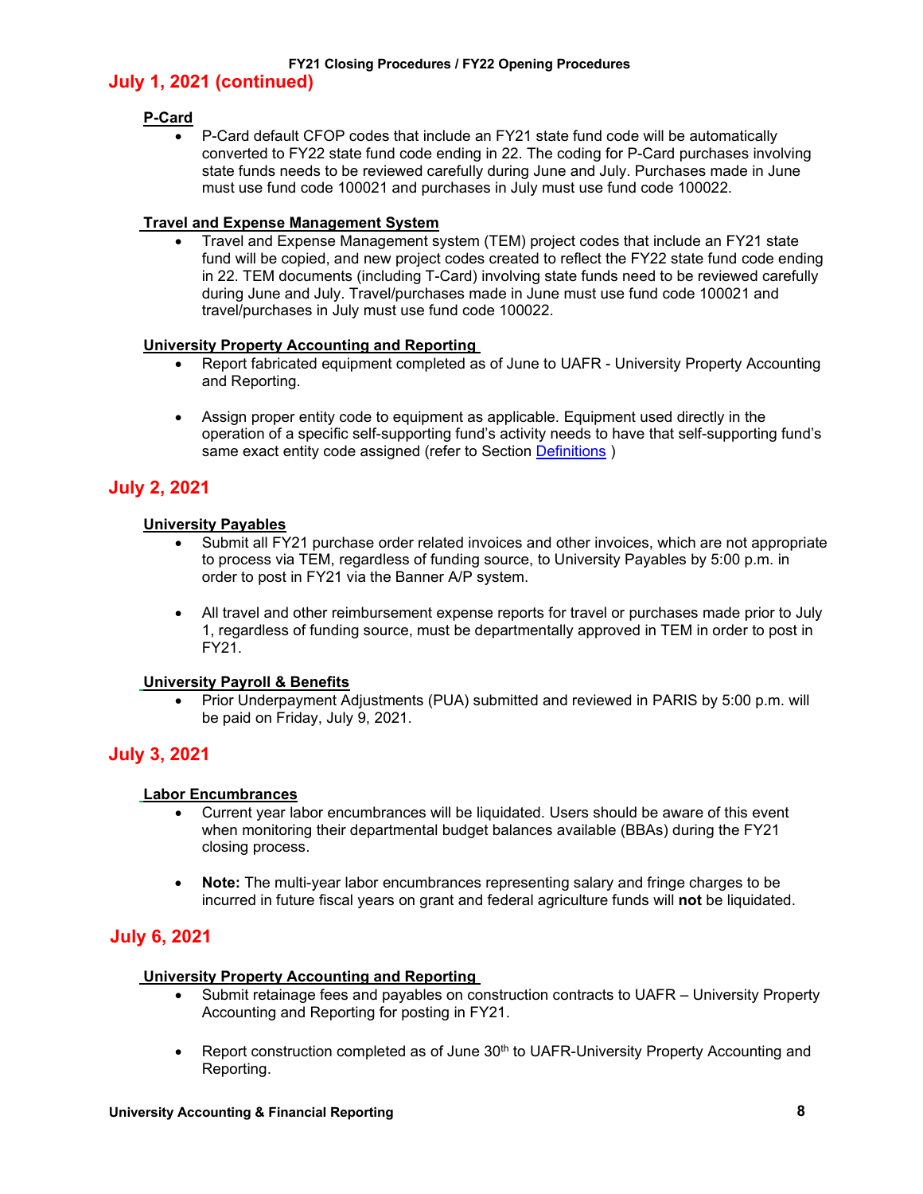## July 1, 2021 (continued)

### P-Card

- P-Card default CFOP codes that include an FY21 state fund code will be automatically converted to FY22 state fund code ending in 22. The coding for P-Card purchases involving state funds needs to be reviewed carefully during June and July. Purchases made in June must use fund code 100021 and purchases in July must use fund code 100022.

### Travel and Expense Management System

- Travel and Expense Management system (TEM) project codes that include an FY21 state fund will be copied, and new project codes created to reflect the FY22 state fund code ending in 22. TEM documents (including T-Card) involving state funds need to be reviewed carefully during June and July. Travel/purchases made in June must use fund code 100021 and travel/purchases in July must use fund code 100022.

### University Property Accounting and Reporting

- Report fabricated equipment completed as of June to UAFR - University Property Accounting and Reporting.
- Assign proper entity code to equipment as applicable. Equipment used directly in the operation of a specific self-supporting fund's activity needs to have that self-supporting fund's same exact entity code assigned (refer to Section Definitions )

## July 2, 2021

### University Payables

- Submit all FY21 purchase order related invoices and other invoices, which are not appropriate to process via TEM, regardless of funding source, to University Payables by 5:00 p.m. in order to post in FY21 via the Banner A/P system.
- All travel and other reimbursement expense reports for travel or purchases made prior to July 1, regardless of funding source, must be departmentally approved in TEM in order to post in FY21.

### University Payroll & Benefits

- Prior Underpayment Adjustments (PUA) submitted and reviewed in PARIS by 5:00 p.m. will be paid on Friday, July 9, 2021.

## July 3, 2021

### Labor Encumbrances

- Current year labor encumbrances will be liquidated. Users should be aware of this event when monitoring their departmental budget balances available (BBAs) during the FY21 closing process.
- **Note:** The multi-year labor encumbrances representing salary and fringe charges to be incurred in future fiscal years on grant and federal agriculture funds will **not** be liquidated.

## July 6, 2021

### University Property Accounting and Reporting

- Submit retainage fees and payables on construction contracts to UAFR – University Property Accounting and Reporting for posting in FY21.
- Report construction completed as of June 30th to UAFR-University Property Accounting and Reporting.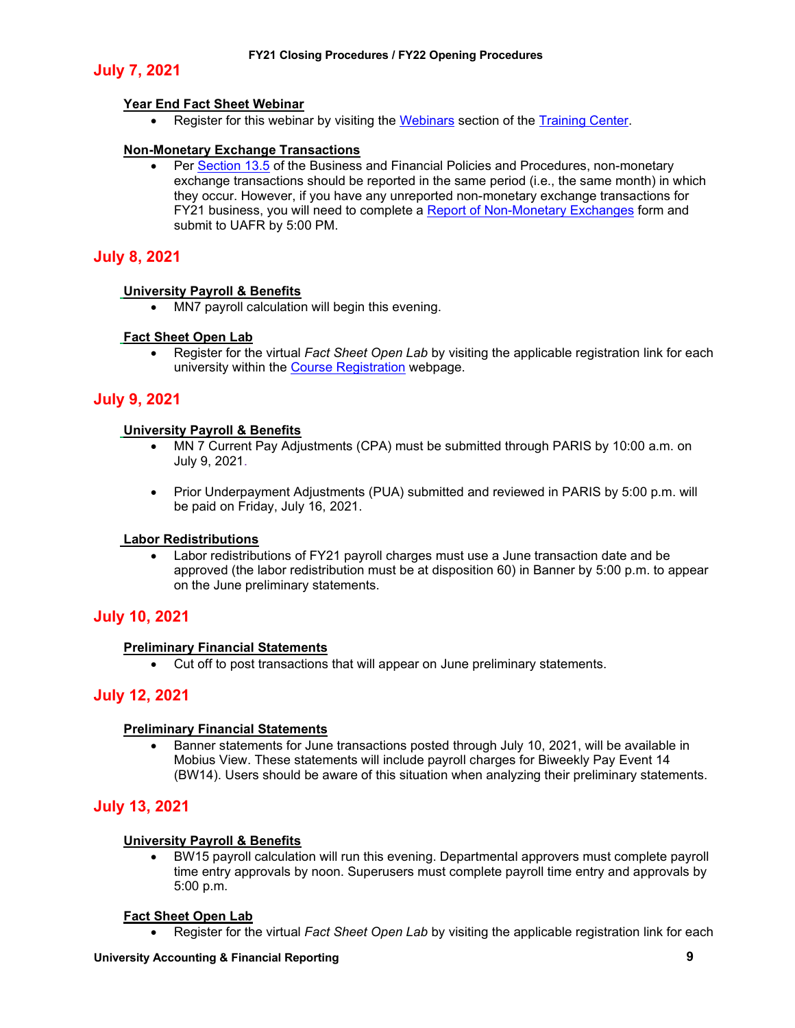## July 7, 2021

**Year End Fact Sheet Webinar**

- Register for this webinar by visiting the Webinars section of the Training Center.

**Non-Monetary Exchange Transactions**

- Per Section 13.5 of the Business and Financial Policies and Procedures, non-monetary exchange transactions should be reported in the same period (i.e., the same month) in which they occur. However, if you have any unreported non-monetary exchange transactions for FY21 business, you will need to complete a Report of Non-Monetary Exchanges form and submit to UAFR by 5:00 PM.

## July 8, 2021

**University Payroll & Benefits**

- MN7 payroll calculation will begin this evening.

**Fact Sheet Open Lab**

- Register for the virtual *Fact Sheet Open Lab* by visiting the applicable registration link for each university within the Course Registration webpage.

## July 9, 2021

**University Payroll & Benefits**

- MN 7 Current Pay Adjustments (CPA) must be submitted through PARIS by 10:00 a.m. on July 9, 2021.
- Prior Underpayment Adjustments (PUA) submitted and reviewed in PARIS by 5:00 p.m. will be paid on Friday, July 16, 2021.

**Labor Redistributions**

- Labor redistributions of FY21 payroll charges must use a June transaction date and be approved (the labor redistribution must be at disposition 60) in Banner by 5:00 p.m. to appear on the June preliminary statements.

## July 10, 2021

**Preliminary Financial Statements**

- Cut off to post transactions that will appear on June preliminary statements.

## July 12, 2021

**Preliminary Financial Statements**

- Banner statements for June transactions posted through July 10, 2021, will be available in Mobius View. These statements will include payroll charges for Biweekly Pay Event 14 (BW14). Users should be aware of this situation when analyzing their preliminary statements.

## July 13, 2021

**University Payroll & Benefits**

- BW15 payroll calculation will run this evening. Departmental approvers must complete payroll time entry approvals by noon. Superusers must complete payroll time entry and approvals by 5:00 p.m.

**Fact Sheet Open Lab**

- Register for the virtual *Fact Sheet Open Lab* by visiting the applicable registration link for each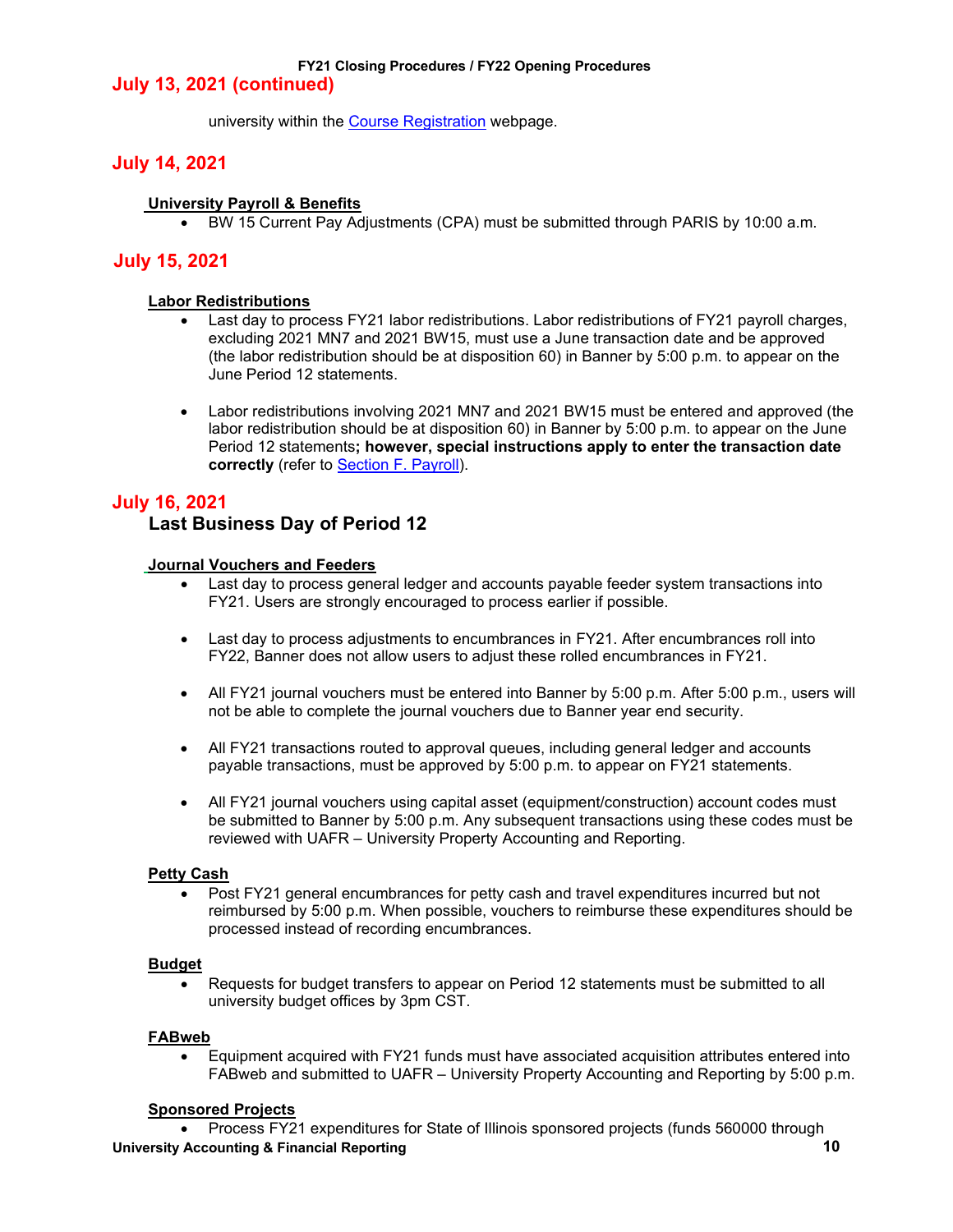## July 13, 2021 (continued)

university within the [Course Registration](#) webpage.

## July 14, 2021

**University Payroll & Benefits**

- BW 15 Current Pay Adjustments (CPA) must be submitted through PARIS by 10:00 a.m.

## July 15, 2021

**Labor Redistributions**

- Last day to process FY21 labor redistributions. Labor redistributions of FY21 payroll charges, excluding 2021 MN7 and 2021 BW15, must use a June transaction date and be approved (the labor redistribution should be at disposition 60) in Banner by 5:00 p.m. to appear on the June Period 12 statements.

- Labor redistributions involving 2021 MN7 and 2021 BW15 must be entered and approved (the labor redistribution should be at disposition 60) in Banner by 5:00 p.m. to appear on the June Period 12 statements**; however, special instructions apply to enter the transaction date correctly** (refer to [Section F. Payroll](#)).

## July 16, 2021

### Last Business Day of Period 12

**Journal Vouchers and Feeders**

- Last day to process general ledger and accounts payable feeder system transactions into FY21. Users are strongly encouraged to process earlier if possible.

- Last day to process adjustments to encumbrances in FY21. After encumbrances roll into FY22, Banner does not allow users to adjust these rolled encumbrances in FY21.

- All FY21 journal vouchers must be entered into Banner by 5:00 p.m. After 5:00 p.m., users will not be able to complete the journal vouchers due to Banner year end security.

- All FY21 transactions routed to approval queues, including general ledger and accounts payable transactions, must be approved by 5:00 p.m. to appear on FY21 statements.

- All FY21 journal vouchers using capital asset (equipment/construction) account codes must be submitted to Banner by 5:00 p.m. Any subsequent transactions using these codes must be reviewed with UAFR – University Property Accounting and Reporting.

**Petty Cash**

- Post FY21 general encumbrances for petty cash and travel expenditures incurred but not reimbursed by 5:00 p.m. When possible, vouchers to reimburse these expenditures should be processed instead of recording encumbrances.

**Budget**

- Requests for budget transfers to appear on Period 12 statements must be submitted to all university budget offices by 3pm CST.

**FABweb**

- Equipment acquired with FY21 funds must have associated acquisition attributes entered into FABweb and submitted to UAFR – University Property Accounting and Reporting by 5:00 p.m.

**Sponsored Projects**

- Process FY21 expenditures for State of Illinois sponsored projects (funds 560000 through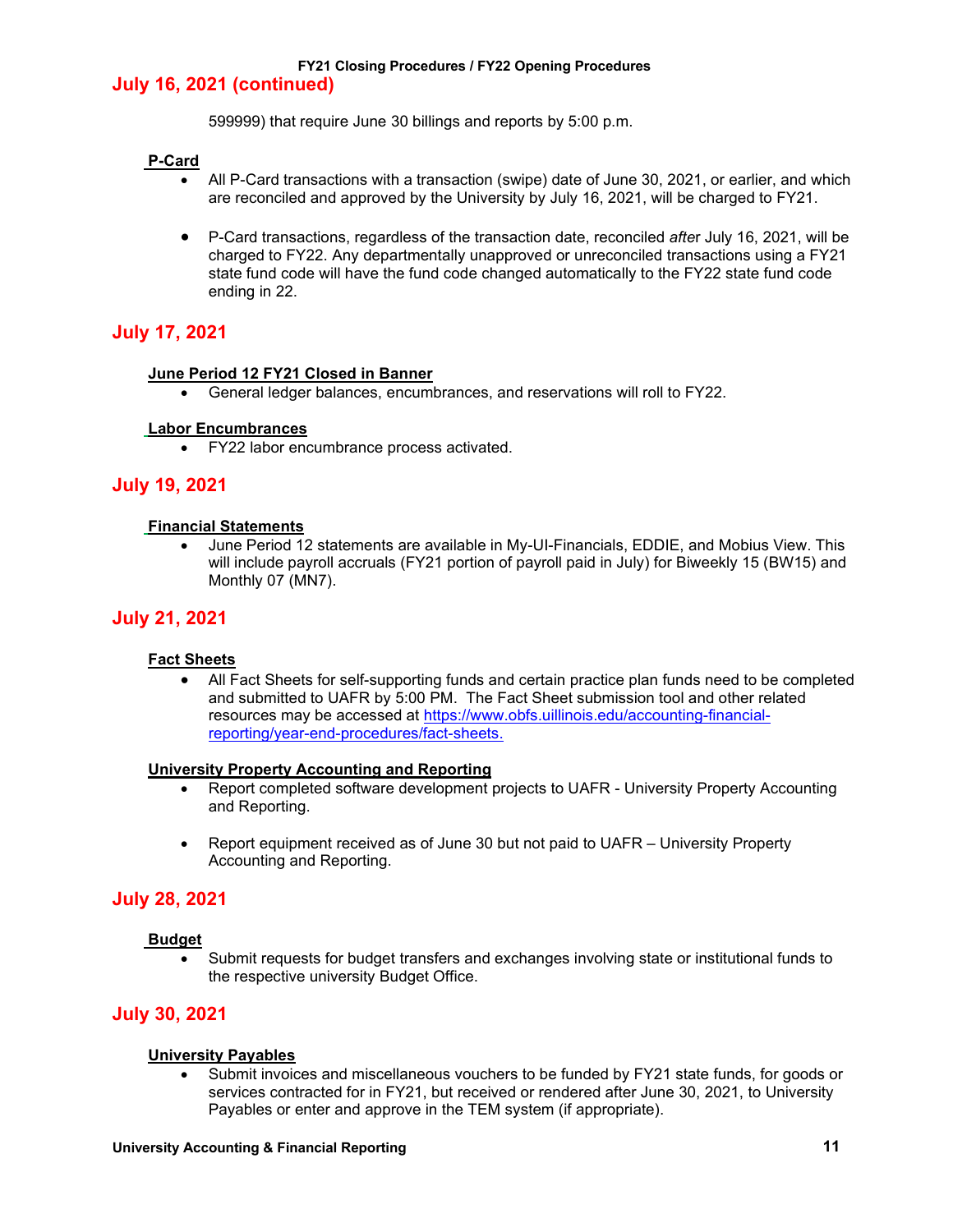## July 16, 2021 (continued)

599999) that require June 30 billings and reports by 5:00 p.m.

**P-Card**

- All P-Card transactions with a transaction (swipe) date of June 30, 2021, or earlier, and which are reconciled and approved by the University by July 16, 2021, will be charged to FY21.
- P-Card transactions, regardless of the transaction date, reconciled *after* July 16, 2021, will be charged to FY22. Any departmentally unapproved or unreconciled transactions using a FY21 state fund code will have the fund code changed automatically to the FY22 state fund code ending in 22.

## July 17, 2021

**June Period 12 FY21 Closed in Banner**

- General ledger balances, encumbrances, and reservations will roll to FY22.

**Labor Encumbrances**

- FY22 labor encumbrance process activated.

## July 19, 2021

**Financial Statements**

- June Period 12 statements are available in My-UI-Financials, EDDIE, and Mobius View. This will include payroll accruals (FY21 portion of payroll paid in July) for Biweekly 15 (BW15) and Monthly 07 (MN7).

## July 21, 2021

**Fact Sheets**

- All Fact Sheets for self-supporting funds and certain practice plan funds need to be completed and submitted to UAFR by 5:00 PM. The Fact Sheet submission tool and other related resources may be accessed at https://www.obfs.uillinois.edu/accounting-financial-reporting/year-end-procedures/fact-sheets.

**University Property Accounting and Reporting**

- Report completed software development projects to UAFR - University Property Accounting and Reporting.
- Report equipment received as of June 30 but not paid to UAFR – University Property Accounting and Reporting.

## July 28, 2021

**Budget**

- Submit requests for budget transfers and exchanges involving state or institutional funds to the respective university Budget Office.

## July 30, 2021

**University Payables**

- Submit invoices and miscellaneous vouchers to be funded by FY21 state funds, for goods or services contracted for in FY21, but received or rendered after June 30, 2021, to University Payables or enter and approve in the TEM system (if appropriate).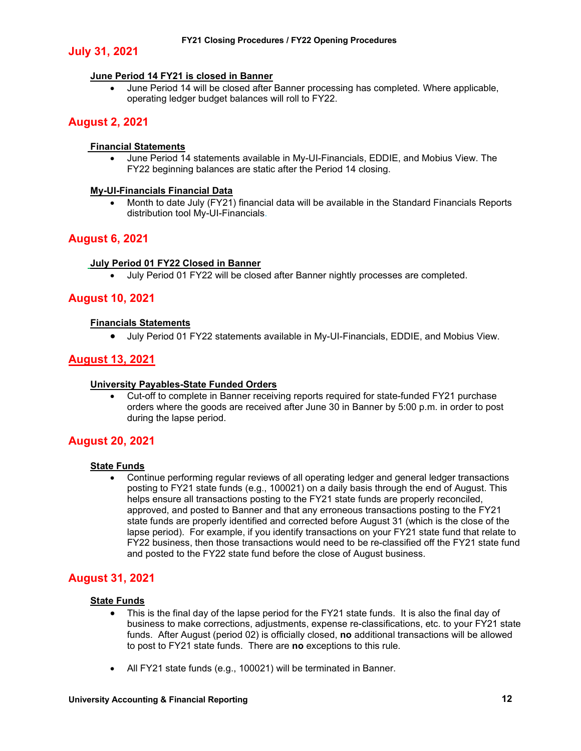## July 31, 2021

**June Period 14 FY21 is closed in Banner**

- June Period 14 will be closed after Banner processing has completed. Where applicable, operating ledger budget balances will roll to FY22.

## August 2, 2021

**Financial Statements**

- June Period 14 statements available in My-UI-Financials, EDDIE, and Mobius View. The FY22 beginning balances are static after the Period 14 closing.

**My-UI-Financials Financial Data**

- Month to date July (FY21) financial data will be available in the Standard Financials Reports distribution tool My-UI-Financials.

## August 6, 2021

**July Period 01 FY22 Closed in Banner**

- July Period 01 FY22 will be closed after Banner nightly processes are completed.

## August 10, 2021

**Financials Statements**

- July Period 01 FY22 statements available in My-UI-Financials, EDDIE, and Mobius View.

## August 13, 2021

**University Payables-State Funded Orders**

- Cut-off to complete in Banner receiving reports required for state-funded FY21 purchase orders where the goods are received after June 30 in Banner by 5:00 p.m. in order to post during the lapse period.

## August 20, 2021

**State Funds**

- Continue performing regular reviews of all operating ledger and general ledger transactions posting to FY21 state funds (e.g., 100021) on a daily basis through the end of August. This helps ensure all transactions posting to the FY21 state funds are properly reconciled, approved, and posted to Banner and that any erroneous transactions posting to the FY21 state funds are properly identified and corrected before August 31 (which is the close of the lapse period). For example, if you identify transactions on your FY21 state fund that relate to FY22 business, then those transactions would need to be re-classified off the FY21 state fund and posted to the FY22 state fund before the close of August business.

## August 31, 2021

**State Funds**

- This is the final day of the lapse period for the FY21 state funds. It is also the final day of business to make corrections, adjustments, expense re-classifications, etc. to your FY21 state funds. After August (period 02) is officially closed, **no** additional transactions will be allowed to post to FY21 state funds. There are **no** exceptions to this rule.

- All FY21 state funds (e.g., 100021) will be terminated in Banner.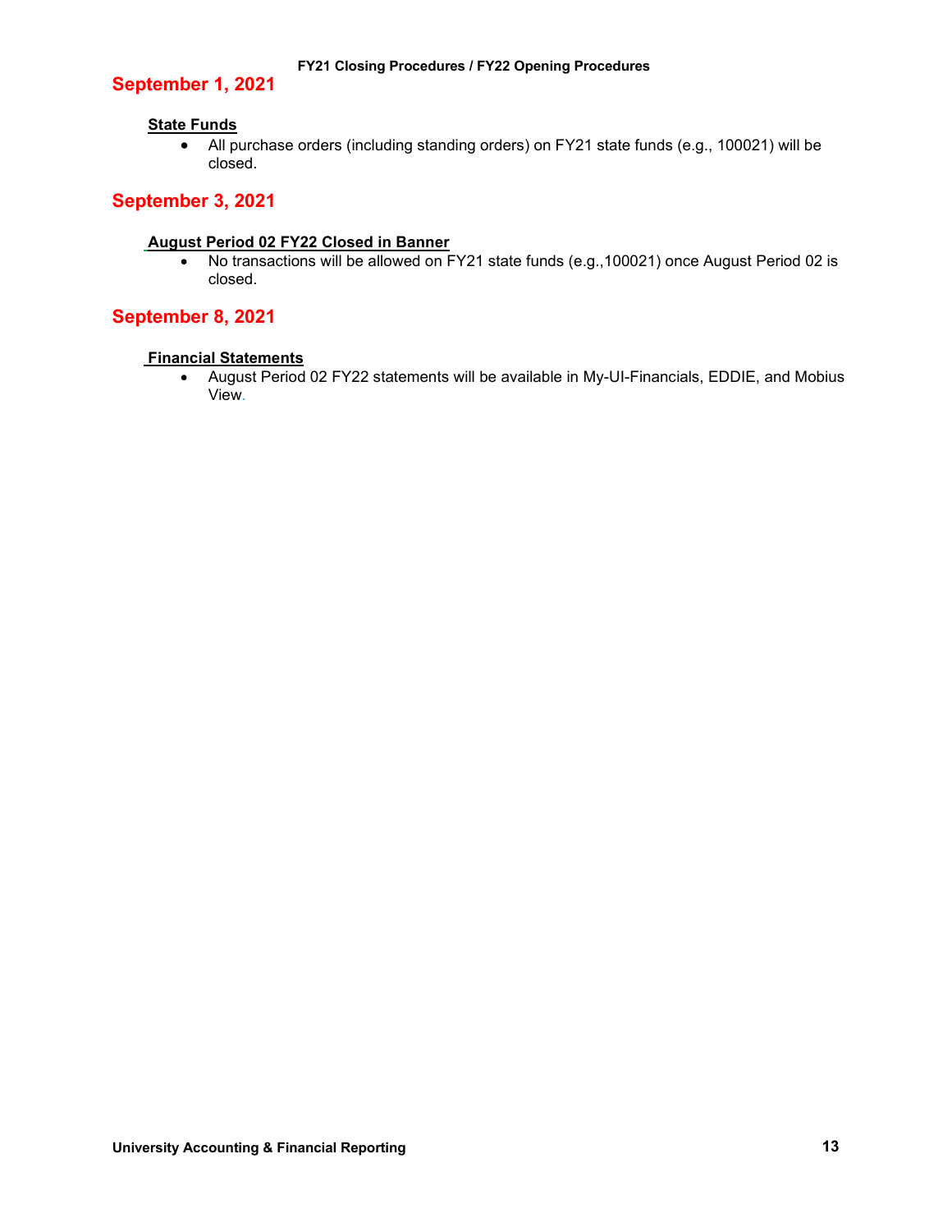## September 1, 2021

### State Funds

- All purchase orders (including standing orders) on FY21 state funds (e.g., 100021) will be closed.

## September 3, 2021

### August Period 02 FY22 Closed in Banner

- No transactions will be allowed on FY21 state funds (e.g.,100021) once August Period 02 is closed.

## September 8, 2021

### Financial Statements

- August Period 02 FY22 statements will be available in My-UI-Financials, EDDIE, and Mobius View.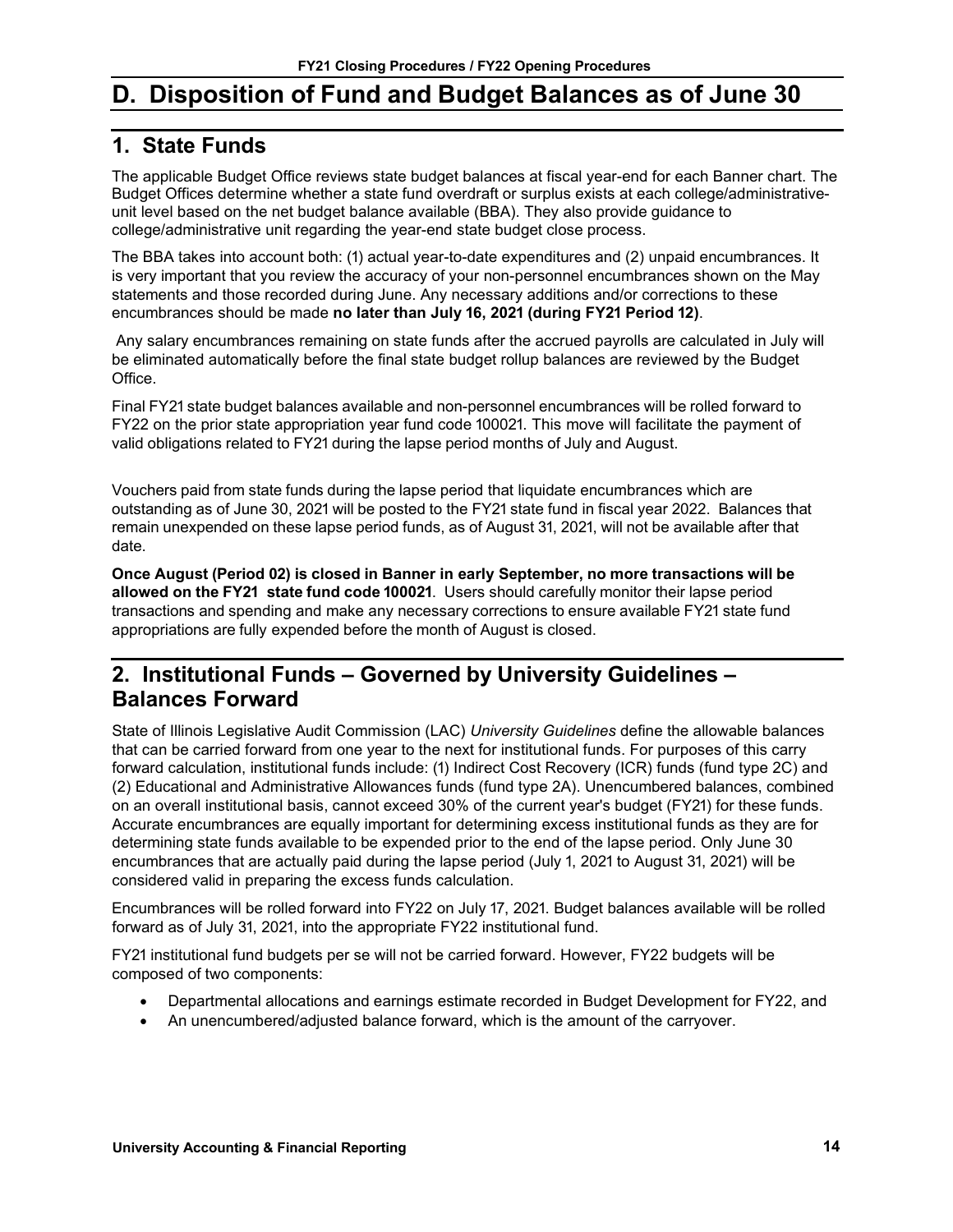# D. Disposition of Fund and Budget Balances as of June 30

## 1. State Funds

The applicable Budget Office reviews state budget balances at fiscal year-end for each Banner chart. The Budget Offices determine whether a state fund overdraft or surplus exists at each college/administrative-unit level based on the net budget balance available (BBA). They also provide guidance to college/administrative unit regarding the year-end state budget close process.

The BBA takes into account both: (1) actual year-to-date expenditures and (2) unpaid encumbrances. It is very important that you review the accuracy of your non-personnel encumbrances shown on the May statements and those recorded during June. Any necessary additions and/or corrections to these encumbrances should be made **no later than July 16, 2021 (during FY21 Period 12)**.

Any salary encumbrances remaining on state funds after the accrued payrolls are calculated in July will be eliminated automatically before the final state budget rollup balances are reviewed by the Budget Office.

Final FY21 state budget balances available and non-personnel encumbrances will be rolled forward to FY22 on the prior state appropriation year fund code 100021. This move will facilitate the payment of valid obligations related to FY21 during the lapse period months of July and August.

Vouchers paid from state funds during the lapse period that liquidate encumbrances which are outstanding as of June 30, 2021 will be posted to the FY21 state fund in fiscal year 2022. Balances that remain unexpended on these lapse period funds, as of August 31, 2021, will not be available after that date.

**Once August (Period 02) is closed in Banner in early September, no more transactions will be allowed on the FY21 state fund code 100021**. Users should carefully monitor their lapse period transactions and spending and make any necessary corrections to ensure available FY21 state fund appropriations are fully expended before the month of August is closed.

## 2. Institutional Funds – Governed by University Guidelines – Balances Forward

State of Illinois Legislative Audit Commission (LAC) *University Guidelines* define the allowable balances that can be carried forward from one year to the next for institutional funds. For purposes of this carry forward calculation, institutional funds include: (1) Indirect Cost Recovery (ICR) funds (fund type 2C) and (2) Educational and Administrative Allowances funds (fund type 2A). Unencumbered balances, combined on an overall institutional basis, cannot exceed 30% of the current year's budget (FY21) for these funds. Accurate encumbrances are equally important for determining excess institutional funds as they are for determining state funds available to be expended prior to the end of the lapse period. Only June 30 encumbrances that are actually paid during the lapse period (July 1, 2021 to August 31, 2021) will be considered valid in preparing the excess funds calculation.

Encumbrances will be rolled forward into FY22 on July 17, 2021. Budget balances available will be rolled forward as of July 31, 2021, into the appropriate FY22 institutional fund.

FY21 institutional fund budgets per se will not be carried forward. However, FY22 budgets will be composed of two components:

- Departmental allocations and earnings estimate recorded in Budget Development for FY22, and
- An unencumbered/adjusted balance forward, which is the amount of the carryover.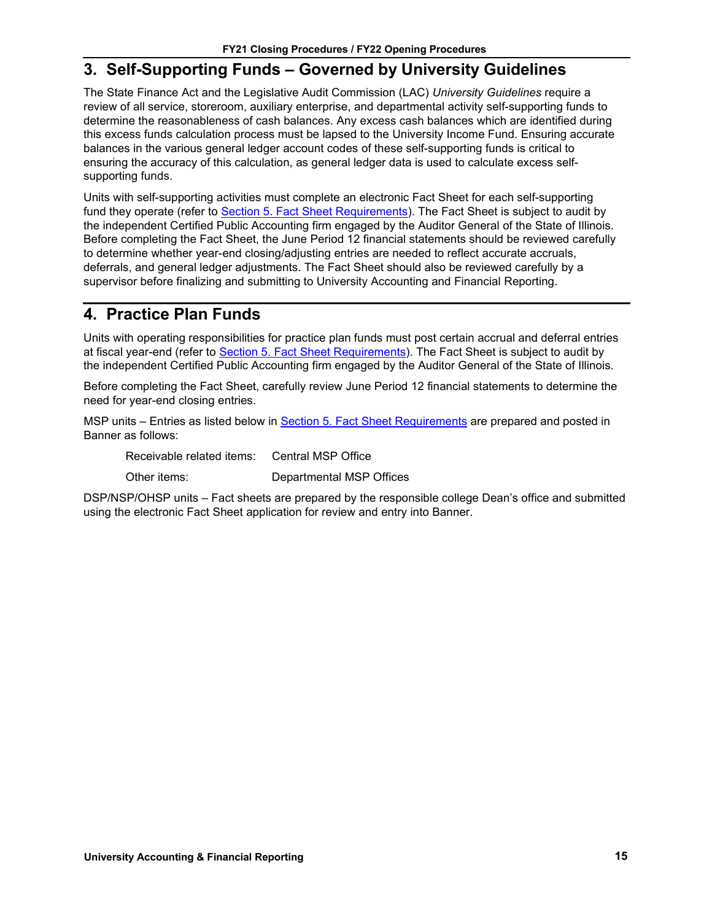## 3. Self-Supporting Funds – Governed by University Guidelines

The State Finance Act and the Legislative Audit Commission (LAC) *University Guidelines* require a review of all service, storeroom, auxiliary enterprise, and departmental activity self-supporting funds to determine the reasonableness of cash balances. Any excess cash balances which are identified during this excess funds calculation process must be lapsed to the University Income Fund. Ensuring accurate balances in the various general ledger account codes of these self-supporting funds is critical to ensuring the accuracy of this calculation, as general ledger data is used to calculate excess self-supporting funds.

Units with self-supporting activities must complete an electronic Fact Sheet for each self-supporting fund they operate (refer to Section 5. Fact Sheet Requirements). The Fact Sheet is subject to audit by the independent Certified Public Accounting firm engaged by the Auditor General of the State of Illinois. Before completing the Fact Sheet, the June Period 12 financial statements should be reviewed carefully to determine whether year-end closing/adjusting entries are needed to reflect accurate accruals, deferrals, and general ledger adjustments. The Fact Sheet should also be reviewed carefully by a supervisor before finalizing and submitting to University Accounting and Financial Reporting.

## 4. Practice Plan Funds

Units with operating responsibilities for practice plan funds must post certain accrual and deferral entries at fiscal year-end (refer to Section 5. Fact Sheet Requirements). The Fact Sheet is subject to audit by the independent Certified Public Accounting firm engaged by the Auditor General of the State of Illinois.

Before completing the Fact Sheet, carefully review June Period 12 financial statements to determine the need for year-end closing entries.

MSP units – Entries as listed below in Section 5. Fact Sheet Requirements are prepared and posted in Banner as follows:

| | |
|---|---|
| Receivable related items: | Central MSP Office |
| Other items: | Departmental MSP Offices |

DSP/NSP/OHSP units – Fact sheets are prepared by the responsible college Dean's office and submitted using the electronic Fact Sheet application for review and entry into Banner.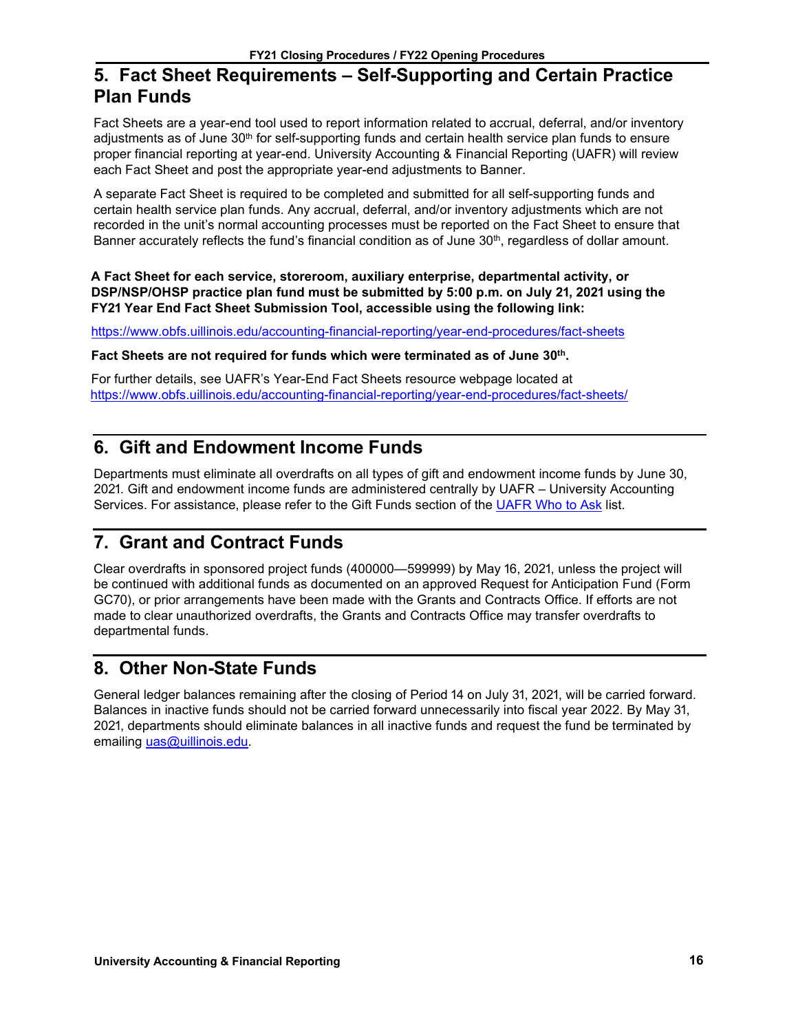## 5. Fact Sheet Requirements – Self-Supporting and Certain Practice Plan Funds

Fact Sheets are a year-end tool used to report information related to accrual, deferral, and/or inventory adjustments as of June 30th for self-supporting funds and certain health service plan funds to ensure proper financial reporting at year-end. University Accounting & Financial Reporting (UAFR) will review each Fact Sheet and post the appropriate year-end adjustments to Banner.

A separate Fact Sheet is required to be completed and submitted for all self-supporting funds and certain health service plan funds. Any accrual, deferral, and/or inventory adjustments which are not recorded in the unit's normal accounting processes must be reported on the Fact Sheet to ensure that Banner accurately reflects the fund's financial condition as of June 30th, regardless of dollar amount.

**A Fact Sheet for each service, storeroom, auxiliary enterprise, departmental activity, or DSP/NSP/OHSP practice plan fund must be submitted by 5:00 p.m. on July 21, 2021 using the FY21 Year End Fact Sheet Submission Tool, accessible using the following link:**

https://www.obfs.uillinois.edu/accounting-financial-reporting/year-end-procedures/fact-sheets

**Fact Sheets are not required for funds which were terminated as of June 30th.**

For further details, see UAFR's Year-End Fact Sheets resource webpage located at https://www.obfs.uillinois.edu/accounting-financial-reporting/year-end-procedures/fact-sheets/

## 6. Gift and Endowment Income Funds

Departments must eliminate all overdrafts on all types of gift and endowment income funds by June 30, 2021. Gift and endowment income funds are administered centrally by UAFR – University Accounting Services. For assistance, please refer to the Gift Funds section of the UAFR Who to Ask list.

## 7. Grant and Contract Funds

Clear overdrafts in sponsored project funds (400000—599999) by May 16, 2021, unless the project will be continued with additional funds as documented on an approved Request for Anticipation Fund (Form GC70), or prior arrangements have been made with the Grants and Contracts Office. If efforts are not made to clear unauthorized overdrafts, the Grants and Contracts Office may transfer overdrafts to departmental funds.

## 8. Other Non-State Funds

General ledger balances remaining after the closing of Period 14 on July 31, 2021, will be carried forward. Balances in inactive funds should not be carried forward unnecessarily into fiscal year 2022. By May 31, 2021, departments should eliminate balances in all inactive funds and request the fund be terminated by emailing uas@uillinois.edu.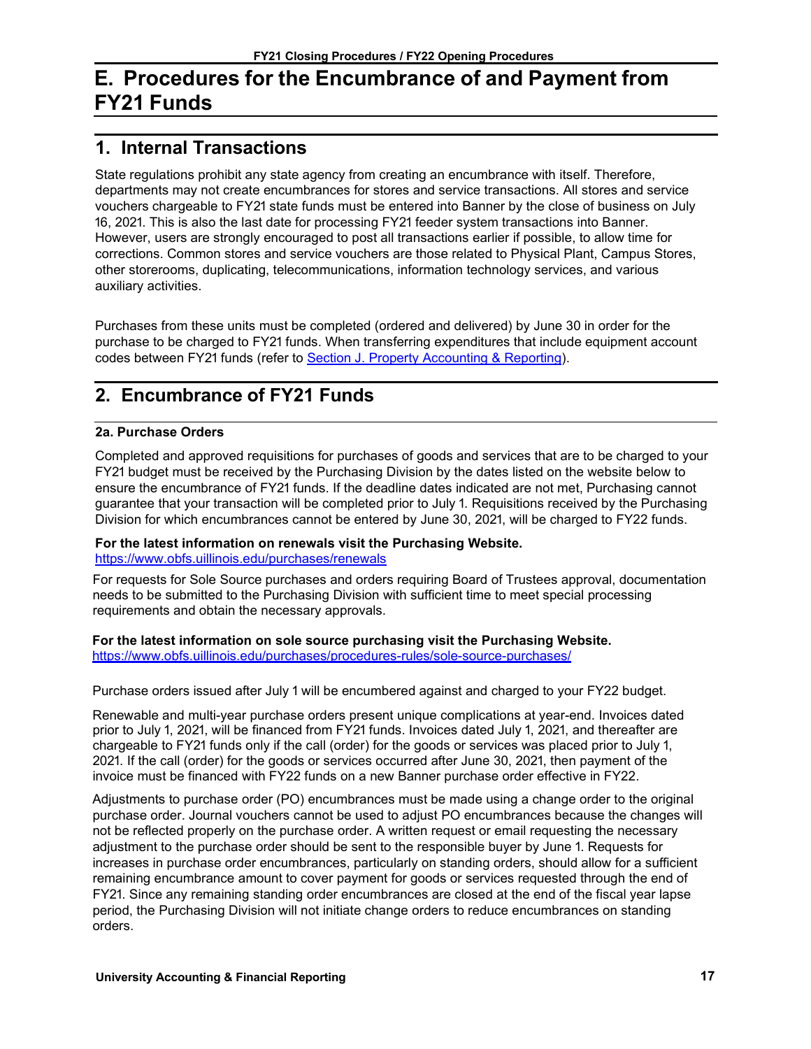# E. Procedures for the Encumbrance of and Payment from FY21 Funds

## 1. Internal Transactions

State regulations prohibit any state agency from creating an encumbrance with itself. Therefore, departments may not create encumbrances for stores and service transactions. All stores and service vouchers chargeable to FY21 state funds must be entered into Banner by the close of business on July 16, 2021. This is also the last date for processing FY21 feeder system transactions into Banner. However, users are strongly encouraged to post all transactions earlier if possible, to allow time for corrections. Common stores and service vouchers are those related to Physical Plant, Campus Stores, other storerooms, duplicating, telecommunications, information technology services, and various auxiliary activities.

Purchases from these units must be completed (ordered and delivered) by June 30 in order for the purchase to be charged to FY21 funds. When transferring expenditures that include equipment account codes between FY21 funds (refer to [Section J. Property Accounting & Reporting]()).

## 2. Encumbrance of FY21 Funds

### 2a. Purchase Orders

Completed and approved requisitions for purchases of goods and services that are to be charged to your FY21 budget must be received by the Purchasing Division by the dates listed on the website below to ensure the encumbrance of FY21 funds. If the deadline dates indicated are not met, Purchasing cannot guarantee that your transaction will be completed prior to July 1. Requisitions received by the Purchasing Division for which encumbrances cannot be entered by June 30, 2021, will be charged to FY22 funds.

**For the latest information on renewals visit the Purchasing Website.**
https://www.obfs.uillinois.edu/purchases/renewals

For requests for Sole Source purchases and orders requiring Board of Trustees approval, documentation needs to be submitted to the Purchasing Division with sufficient time to meet special processing requirements and obtain the necessary approvals.

**For the latest information on sole source purchasing visit the Purchasing Website.**
https://www.obfs.uillinois.edu/purchases/procedures-rules/sole-source-purchases/

Purchase orders issued after July 1 will be encumbered against and charged to your FY22 budget.

Renewable and multi-year purchase orders present unique complications at year-end. Invoices dated prior to July 1, 2021, will be financed from FY21 funds. Invoices dated July 1, 2021, and thereafter are chargeable to FY21 funds only if the call (order) for the goods or services was placed prior to July 1, 2021. If the call (order) for the goods or services occurred after June 30, 2021, then payment of the invoice must be financed with FY22 funds on a new Banner purchase order effective in FY22.

Adjustments to purchase order (PO) encumbrances must be made using a change order to the original purchase order. Journal vouchers cannot be used to adjust PO encumbrances because the changes will not be reflected properly on the purchase order. A written request or email requesting the necessary adjustment to the purchase order should be sent to the responsible buyer by June 1. Requests for increases in purchase order encumbrances, particularly on standing orders, should allow for a sufficient remaining encumbrance amount to cover payment for goods or services requested through the end of FY21. Since any remaining standing order encumbrances are closed at the end of the fiscal year lapse period, the Purchasing Division will not initiate change orders to reduce encumbrances on standing orders.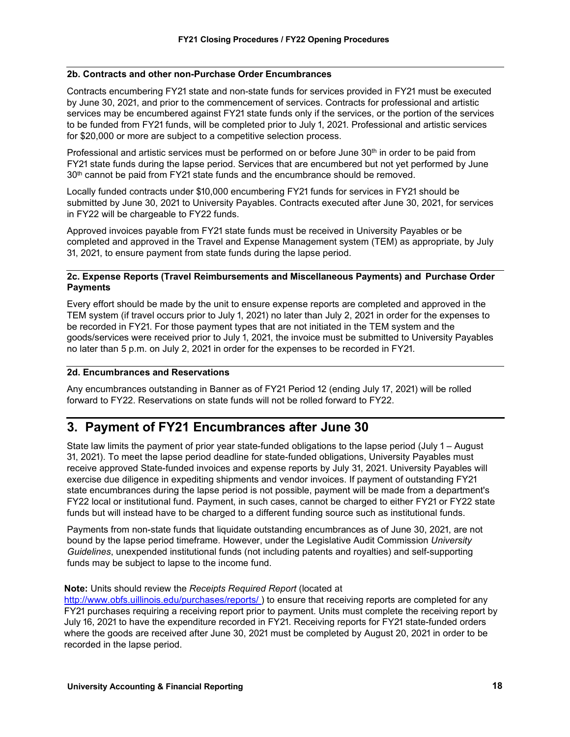### 2b. Contracts and other non-Purchase Order Encumbrances

Contracts encumbering FY21 state and non-state funds for services provided in FY21 must be executed by June 30, 2021, and prior to the commencement of services. Contracts for professional and artistic services may be encumbered against FY21 state funds only if the services, or the portion of the services to be funded from FY21 funds, will be completed prior to July 1, 2021. Professional and artistic services for $20,000 or more are subject to a competitive selection process.

Professional and artistic services must be performed on or before June 30th in order to be paid from FY21 state funds during the lapse period. Services that are encumbered but not yet performed by June 30th cannot be paid from FY21 state funds and the encumbrance should be removed.

Locally funded contracts under $10,000 encumbering FY21 funds for services in FY21 should be submitted by June 30, 2021 to University Payables. Contracts executed after June 30, 2021, for services in FY22 will be chargeable to FY22 funds.

Approved invoices payable from FY21 state funds must be received in University Payables or be completed and approved in the Travel and Expense Management system (TEM) as appropriate, by July 31, 2021, to ensure payment from state funds during the lapse period.

### 2c. Expense Reports (Travel Reimbursements and Miscellaneous Payments) and Purchase Order Payments

Every effort should be made by the unit to ensure expense reports are completed and approved in the TEM system (if travel occurs prior to July 1, 2021) no later than July 2, 2021 in order for the expenses to be recorded in FY21. For those payment types that are not initiated in the TEM system and the goods/services were received prior to July 1, 2021, the invoice must be submitted to University Payables no later than 5 p.m. on July 2, 2021 in order for the expenses to be recorded in FY21.

### 2d. Encumbrances and Reservations

Any encumbrances outstanding in Banner as of FY21 Period 12 (ending July 17, 2021) will be rolled forward to FY22. Reservations on state funds will not be rolled forward to FY22.

## 3. Payment of FY21 Encumbrances after June 30

State law limits the payment of prior year state-funded obligations to the lapse period (July 1 – August 31, 2021). To meet the lapse period deadline for state-funded obligations, University Payables must receive approved State-funded invoices and expense reports by July 31, 2021. University Payables will exercise due diligence in expediting shipments and vendor invoices. If payment of outstanding FY21 state encumbrances during the lapse period is not possible, payment will be made from a department's FY22 local or institutional fund. Payment, in such cases, cannot be charged to either FY21 or FY22 state funds but will instead have to be charged to a different funding source such as institutional funds.

Payments from non-state funds that liquidate outstanding encumbrances as of June 30, 2021, are not bound by the lapse period timeframe. However, under the Legislative Audit Commission *University Guidelines*, unexpended institutional funds (not including patents and royalties) and self-supporting funds may be subject to lapse to the income fund.

**Note:** Units should review the *Receipts Required Report* (located at http://www.obfs.uillinois.edu/purchases/reports/ ) to ensure that receiving reports are completed for any FY21 purchases requiring a receiving report prior to payment. Units must complete the receiving report by July 16, 2021 to have the expenditure recorded in FY21. Receiving reports for FY21 state-funded orders where the goods are received after June 30, 2021 must be completed by August 20, 2021 in order to be recorded in the lapse period.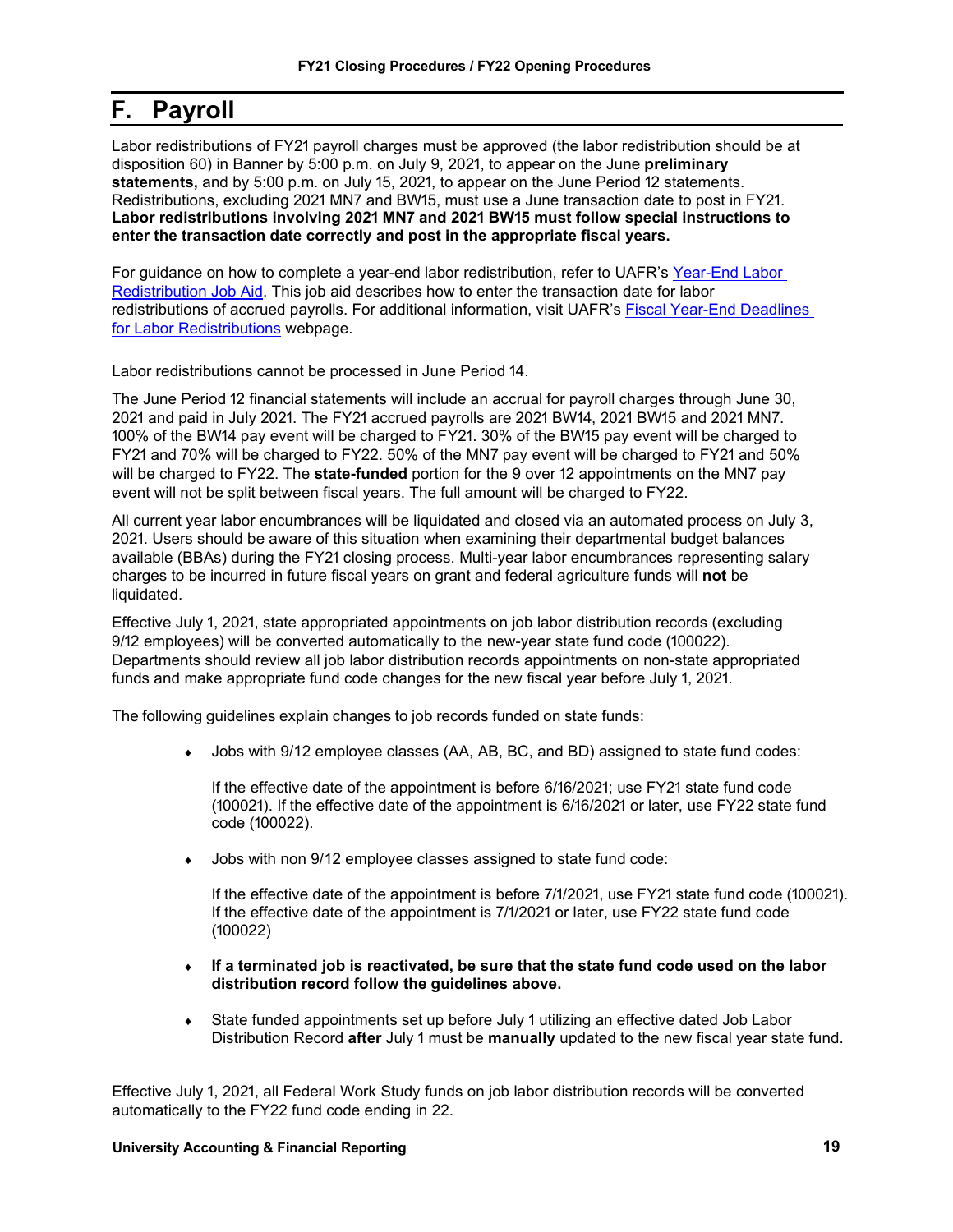# F. Payroll

Labor redistributions of FY21 payroll charges must be approved (the labor redistribution should be at disposition 60) in Banner by 5:00 p.m. on July 9, 2021, to appear on the June **preliminary statements,** and by 5:00 p.m. on July 15, 2021, to appear on the June Period 12 statements. Redistributions, excluding 2021 MN7 and BW15, must use a June transaction date to post in FY21. **Labor redistributions involving 2021 MN7 and 2021 BW15 must follow special instructions to enter the transaction date correctly and post in the appropriate fiscal years.**

For guidance on how to complete a year-end labor redistribution, refer to UAFR's [Year-End Labor Redistribution Job Aid](). This job aid describes how to enter the transaction date for labor redistributions of accrued payrolls. For additional information, visit UAFR's [Fiscal Year-End Deadlines for Labor Redistributions]() webpage.

Labor redistributions cannot be processed in June Period 14.

The June Period 12 financial statements will include an accrual for payroll charges through June 30, 2021 and paid in July 2021. The FY21 accrued payrolls are 2021 BW14, 2021 BW15 and 2021 MN7. 100% of the BW14 pay event will be charged to FY21. 30% of the BW15 pay event will be charged to FY21 and 70% will be charged to FY22. 50% of the MN7 pay event will be charged to FY21 and 50% will be charged to FY22. The **state-funded** portion for the 9 over 12 appointments on the MN7 pay event will not be split between fiscal years. The full amount will be charged to FY22.

All current year labor encumbrances will be liquidated and closed via an automated process on July 3, 2021. Users should be aware of this situation when examining their departmental budget balances available (BBAs) during the FY21 closing process. Multi-year labor encumbrances representing salary charges to be incurred in future fiscal years on grant and federal agriculture funds will **not** be liquidated.

Effective July 1, 2021, state appropriated appointments on job labor distribution records (excluding 9/12 employees) will be converted automatically to the new-year state fund code (100022). Departments should review all job labor distribution records appointments on non-state appropriated funds and make appropriate fund code changes for the new fiscal year before July 1, 2021.

The following guidelines explain changes to job records funded on state funds:

- Jobs with 9/12 employee classes (AA, AB, BC, and BD) assigned to state fund codes:

  If the effective date of the appointment is before 6/16/2021; use FY21 state fund code (100021). If the effective date of the appointment is 6/16/2021 or later, use FY22 state fund code (100022).

- Jobs with non 9/12 employee classes assigned to state fund code:

  If the effective date of the appointment is before 7/1/2021, use FY21 state fund code (100021). If the effective date of the appointment is 7/1/2021 or later, use FY22 state fund code (100022)

- **If a terminated job is reactivated, be sure that the state fund code used on the labor distribution record follow the guidelines above.**

- State funded appointments set up before July 1 utilizing an effective dated Job Labor Distribution Record **after** July 1 must be **manually** updated to the new fiscal year state fund.

Effective July 1, 2021, all Federal Work Study funds on job labor distribution records will be converted automatically to the FY22 fund code ending in 22.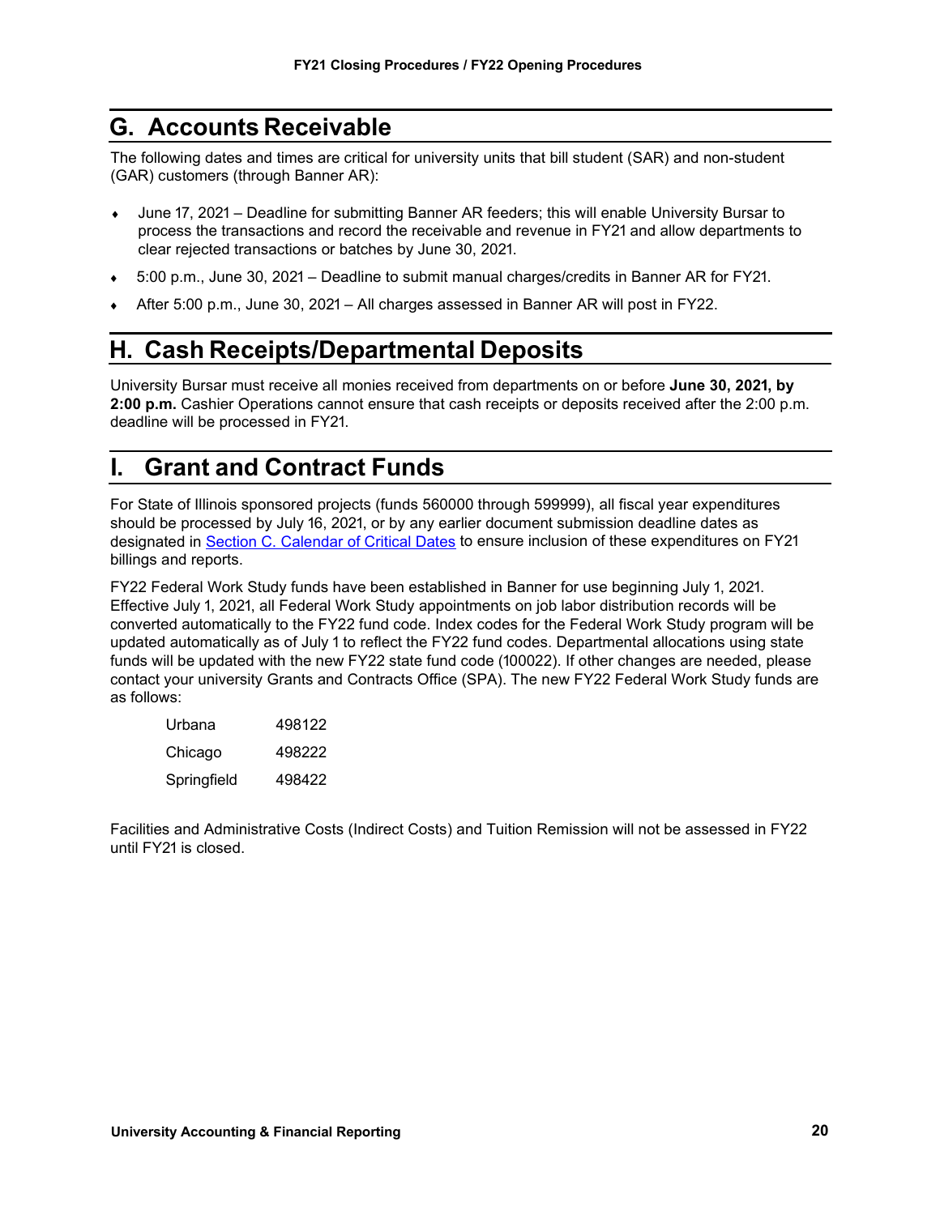## G. Accounts Receivable

The following dates and times are critical for university units that bill student (SAR) and non-student (GAR) customers (through Banner AR):

- June 17, 2021 – Deadline for submitting Banner AR feeders; this will enable University Bursar to process the transactions and record the receivable and revenue in FY21 and allow departments to clear rejected transactions or batches by June 30, 2021.
- 5:00 p.m., June 30, 2021 – Deadline to submit manual charges/credits in Banner AR for FY21.
- After 5:00 p.m., June 30, 2021 – All charges assessed in Banner AR will post in FY22.

## H. Cash Receipts/Departmental Deposits

University Bursar must receive all monies received from departments on or before **June 30, 2021, by 2:00 p.m.** Cashier Operations cannot ensure that cash receipts or deposits received after the 2:00 p.m. deadline will be processed in FY21.

## I. Grant and Contract Funds

For State of Illinois sponsored projects (funds 560000 through 599999), all fiscal year expenditures should be processed by July 16, 2021, or by any earlier document submission deadline dates as designated in Section C. Calendar of Critical Dates to ensure inclusion of these expenditures on FY21 billings and reports.

FY22 Federal Work Study funds have been established in Banner for use beginning July 1, 2021. Effective July 1, 2021, all Federal Work Study appointments on job labor distribution records will be converted automatically to the FY22 fund code. Index codes for the Federal Work Study program will be updated automatically as of July 1 to reflect the FY22 fund codes. Departmental allocations using state funds will be updated with the new FY22 state fund code (100022). If other changes are needed, please contact your university Grants and Contracts Office (SPA). The new FY22 Federal Work Study funds are as follows:

| | |
|---|---|
| Urbana | 498122 |
| Chicago | 498222 |
| Springfield | 498422 |

Facilities and Administrative Costs (Indirect Costs) and Tuition Remission will not be assessed in FY22 until FY21 is closed.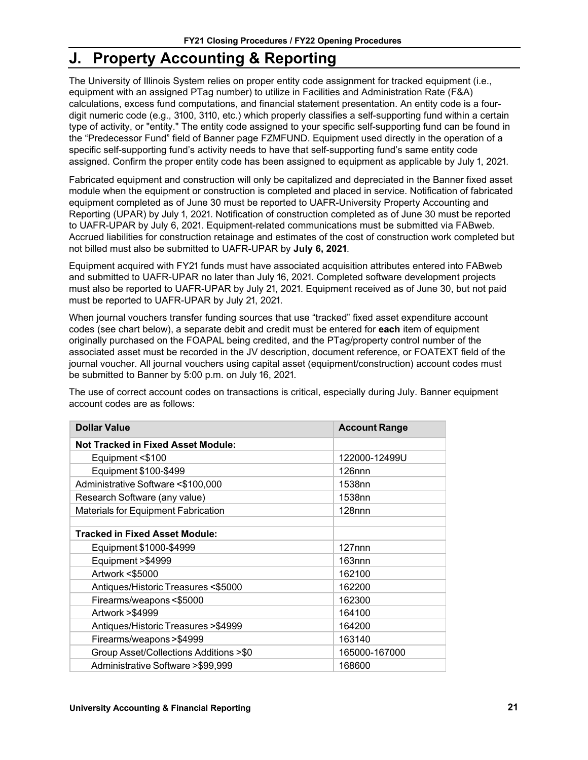# J. Property Accounting & Reporting

The University of Illinois System relies on proper entity code assignment for tracked equipment (i.e., equipment with an assigned PTag number) to utilize in Facilities and Administration Rate (F&A) calculations, excess fund computations, and financial statement presentation. An entity code is a four-digit numeric code (e.g., 3100, 3110, etc.) which properly classifies a self-supporting fund within a certain type of activity, or "entity." The entity code assigned to your specific self-supporting fund can be found in the "Predecessor Fund" field of Banner page FZMFUND. Equipment used directly in the operation of a specific self-supporting fund's activity needs to have that self-supporting fund's same entity code assigned. Confirm the proper entity code has been assigned to equipment as applicable by July 1, 2021.

Fabricated equipment and construction will only be capitalized and depreciated in the Banner fixed asset module when the equipment or construction is completed and placed in service. Notification of fabricated equipment completed as of June 30 must be reported to UAFR-University Property Accounting and Reporting (UPAR) by July 1, 2021. Notification of construction completed as of June 30 must be reported to UAFR-UPAR by July 6, 2021. Equipment-related communications must be submitted via FABweb. Accrued liabilities for construction retainage and estimates of the cost of construction work completed but not billed must also be submitted to UAFR-UPAR by **July 6, 2021**.

Equipment acquired with FY21 funds must have associated acquisition attributes entered into FABweb and submitted to UAFR-UPAR no later than July 16, 2021. Completed software development projects must also be reported to UAFR-UPAR by July 21, 2021. Equipment received as of June 30, but not paid must be reported to UAFR-UPAR by July 21, 2021.

When journal vouchers transfer funding sources that use "tracked" fixed asset expenditure account codes (see chart below), a separate debit and credit must be entered for **each** item of equipment originally purchased on the FOAPAL being credited, and the PTag/property control number of the associated asset must be recorded in the JV description, document reference, or FOATEXT field of the journal voucher. All journal vouchers using capital asset (equipment/construction) account codes must be submitted to Banner by 5:00 p.m. on July 16, 2021.

The use of correct account codes on transactions is critical, especially during July. Banner equipment account codes are as follows:

| Dollar Value | Account Range |
|---|---|
| **Not Tracked in Fixed Asset Module:** | |
| Equipment <$100 | 122000-12499U |
| Equipment $100-$499 | 126nnn |
| Administrative Software <$100,000 | 1538nn |
| Research Software (any value) | 1538nn |
| Materials for Equipment Fabrication | 128nnn |
| | |
| **Tracked in Fixed Asset Module:** | |
| Equipment $1000-$4999 | 127nnn |
| Equipment >$4999 | 163nnn |
| Artwork <$5000 | 162100 |
| Antiques/Historic Treasures <$5000 | 162200 |
| Firearms/weapons <$5000 | 162300 |
| Artwork >$4999 | 164100 |
| Antiques/Historic Treasures >$4999 | 164200 |
| Firearms/weapons >$4999 | 163140 |
| Group Asset/Collections Additions >$0 | 165000-167000 |
| Administrative Software >$99,999 | 168600 |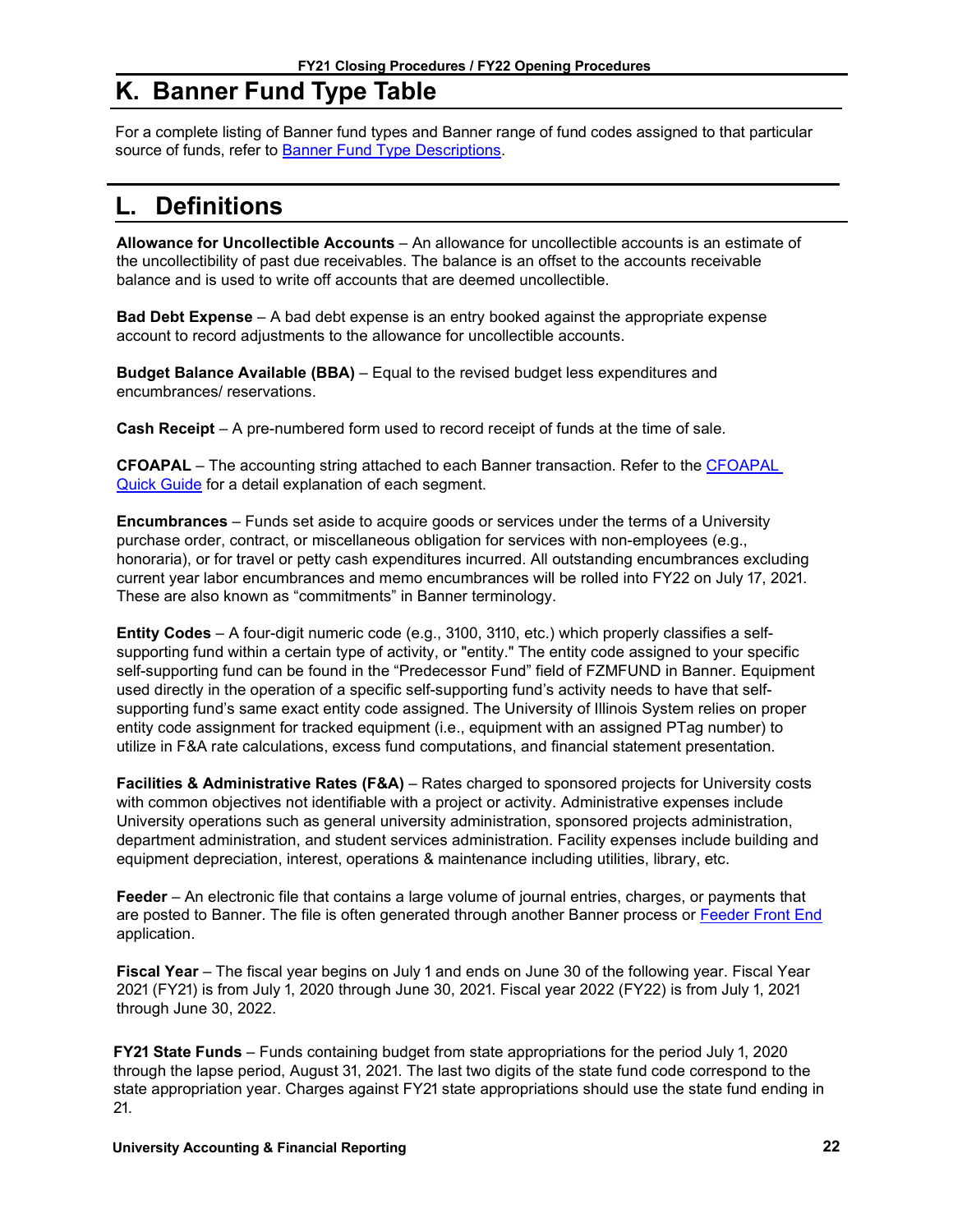## K. Banner Fund Type Table

For a complete listing of Banner fund types and Banner range of fund codes assigned to that particular source of funds, refer to Banner Fund Type Descriptions.

## L. Definitions

**Allowance for Uncollectible Accounts** – An allowance for uncollectible accounts is an estimate of the uncollectibility of past due receivables. The balance is an offset to the accounts receivable balance and is used to write off accounts that are deemed uncollectible.

**Bad Debt Expense** – A bad debt expense is an entry booked against the appropriate expense account to record adjustments to the allowance for uncollectible accounts.

**Budget Balance Available (BBA)** – Equal to the revised budget less expenditures and encumbrances/ reservations.

**Cash Receipt** – A pre-numbered form used to record receipt of funds at the time of sale.

**CFOAPAL** – The accounting string attached to each Banner transaction. Refer to the CFOAPAL Quick Guide for a detail explanation of each segment.

**Encumbrances** – Funds set aside to acquire goods or services under the terms of a University purchase order, contract, or miscellaneous obligation for services with non-employees (e.g., honoraria), or for travel or petty cash expenditures incurred. All outstanding encumbrances excluding current year labor encumbrances and memo encumbrances will be rolled into FY22 on July 17, 2021. These are also known as "commitments" in Banner terminology.

**Entity Codes** – A four-digit numeric code (e.g., 3100, 3110, etc.) which properly classifies a self-supporting fund within a certain type of activity, or "entity." The entity code assigned to your specific self-supporting fund can be found in the "Predecessor Fund" field of FZMFUND in Banner. Equipment used directly in the operation of a specific self-supporting fund's activity needs to have that self-supporting fund's same exact entity code assigned. The University of Illinois System relies on proper entity code assignment for tracked equipment (i.e., equipment with an assigned PTag number) to utilize in F&A rate calculations, excess fund computations, and financial statement presentation.

**Facilities & Administrative Rates (F&A)** – Rates charged to sponsored projects for University costs with common objectives not identifiable with a project or activity. Administrative expenses include University operations such as general university administration, sponsored projects administration, department administration, and student services administration. Facility expenses include building and equipment depreciation, interest, operations & maintenance including utilities, library, etc.

**Feeder** – An electronic file that contains a large volume of journal entries, charges, or payments that are posted to Banner. The file is often generated through another Banner process or Feeder Front End application.

**Fiscal Year** – The fiscal year begins on July 1 and ends on June 30 of the following year. Fiscal Year 2021 (FY21) is from July 1, 2020 through June 30, 2021. Fiscal year 2022 (FY22) is from July 1, 2021 through June 30, 2022.

**FY21 State Funds** – Funds containing budget from state appropriations for the period July 1, 2020 through the lapse period, August 31, 2021. The last two digits of the state fund code correspond to the state appropriation year. Charges against FY21 state appropriations should use the state fund ending in 21.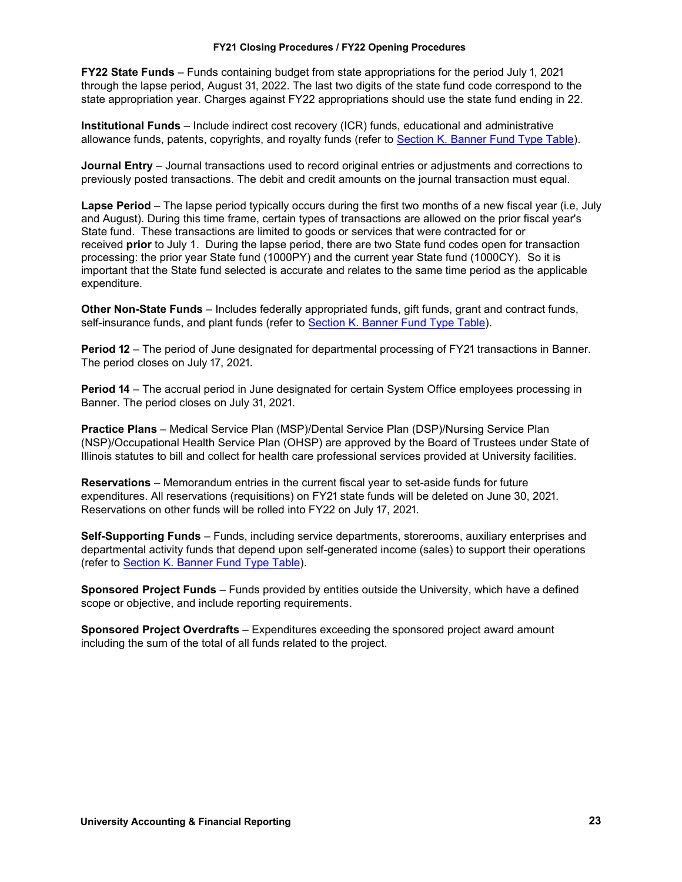**FY22 State Funds** – Funds containing budget from state appropriations for the period July 1, 2021 through the lapse period, August 31, 2022. The last two digits of the state fund code correspond to the state appropriation year. Charges against FY22 appropriations should use the state fund ending in 22.

**Institutional Funds** – Include indirect cost recovery (ICR) funds, educational and administrative allowance funds, patents, copyrights, and royalty funds (refer to Section K. Banner Fund Type Table).

**Journal Entry** – Journal transactions used to record original entries or adjustments and corrections to previously posted transactions. The debit and credit amounts on the journal transaction must equal.

**Lapse Period** – The lapse period typically occurs during the first two months of a new fiscal year (i.e, July and August). During this time frame, certain types of transactions are allowed on the prior fiscal year's State fund. These transactions are limited to goods or services that were contracted for or received **prior** to July 1. During the lapse period, there are two State fund codes open for transaction processing: the prior year State fund (1000PY) and the current year State fund (1000CY). So it is important that the State fund selected is accurate and relates to the same time period as the applicable expenditure.

**Other Non-State Funds** – Includes federally appropriated funds, gift funds, grant and contract funds, self-insurance funds, and plant funds (refer to Section K. Banner Fund Type Table).

**Period 12** – The period of June designated for departmental processing of FY21 transactions in Banner. The period closes on July 17, 2021.

**Period 14** – The accrual period in June designated for certain System Office employees processing in Banner. The period closes on July 31, 2021.

**Practice Plans** – Medical Service Plan (MSP)/Dental Service Plan (DSP)/Nursing Service Plan (NSP)/Occupational Health Service Plan (OHSP) are approved by the Board of Trustees under State of Illinois statutes to bill and collect for health care professional services provided at University facilities.

**Reservations** – Memorandum entries in the current fiscal year to set-aside funds for future expenditures. All reservations (requisitions) on FY21 state funds will be deleted on June 30, 2021. Reservations on other funds will be rolled into FY22 on July 17, 2021.

**Self-Supporting Funds** – Funds, including service departments, storerooms, auxiliary enterprises and departmental activity funds that depend upon self-generated income (sales) to support their operations (refer to Section K. Banner Fund Type Table).

**Sponsored Project Funds** – Funds provided by entities outside the University, which have a defined scope or objective, and include reporting requirements.

**Sponsored Project Overdrafts** – Expenditures exceeding the sponsored project award amount including the sum of the total of all funds related to the project.